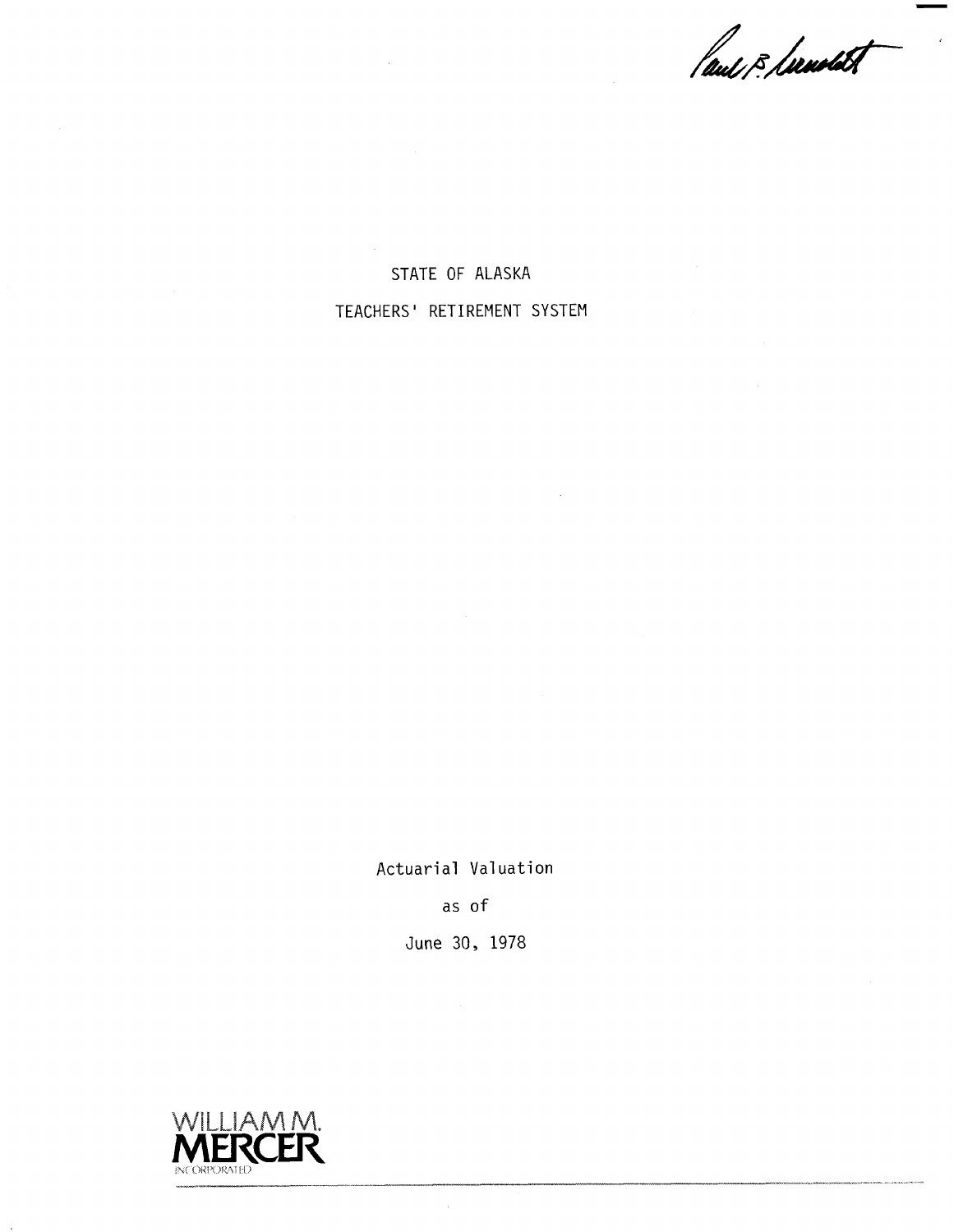# STATE OF ALASKA

# TEACHERS' RETIREMENT SYSTEM

Actuarial Valuation

as of

June 30, 1978

WILLIAM M. MERCER INCORPORATED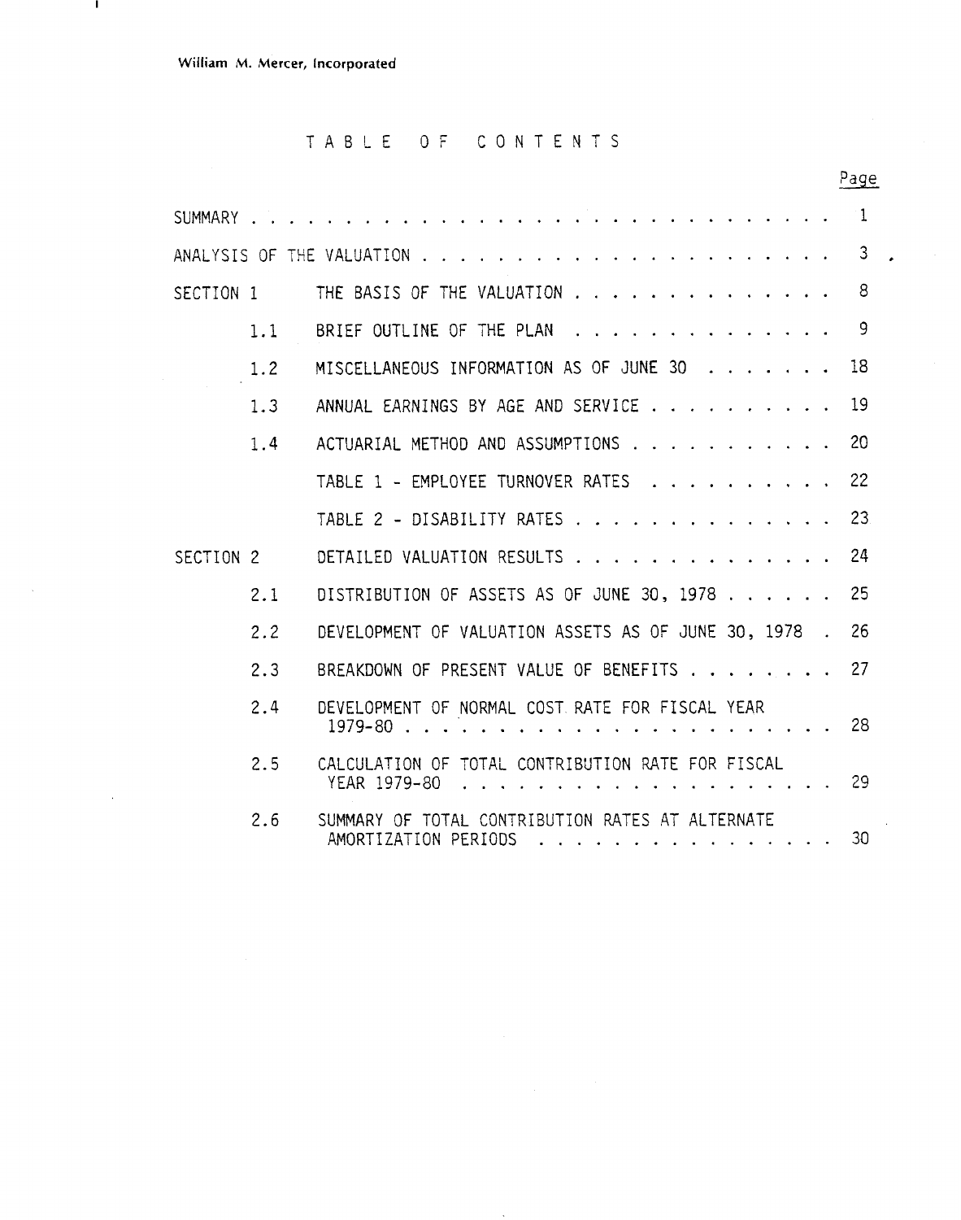William M. Mercer, Incorporated

# TABLE OF CONTENTS

| | | Page |
|---|---|---|
| SUMMARY | | 1 |
| ANALYSIS OF THE VALUATION | | 3 |
| SECTION 1 | THE BASIS OF THE VALUATION | 8 |
| 1.1 | BRIEF OUTLINE OF THE PLAN | 9 |
| 1.2 | MISCELLANEOUS INFORMATION AS OF JUNE 30 | 18 |
| 1.3 | ANNUAL EARNINGS BY AGE AND SERVICE | 19 |
| 1.4 | ACTUARIAL METHOD AND ASSUMPTIONS | 20 |
| | TABLE 1 - EMPLOYEE TURNOVER RATES | 22 |
| | TABLE 2 - DISABILITY RATES | 23 |
| SECTION 2 | DETAILED VALUATION RESULTS | 24 |
| 2.1 | DISTRIBUTION OF ASSETS AS OF JUNE 30, 1978 | 25 |
| 2.2 | DEVELOPMENT OF VALUATION ASSETS AS OF JUNE 30, 1978 | 26 |
| 2.3 | BREAKDOWN OF PRESENT VALUE OF BENEFITS | 27 |
| 2.4 | DEVELOPMENT OF NORMAL COST RATE FOR FISCAL YEAR 1979-80 | 28 |
| 2.5 | CALCULATION OF TOTAL CONTRIBUTION RATE FOR FISCAL YEAR 1979-80 | 29 |
| 2.6 | SUMMARY OF TOTAL CONTRIBUTION RATES AT ALTERNATE AMORTIZATION PERIODS | 30 |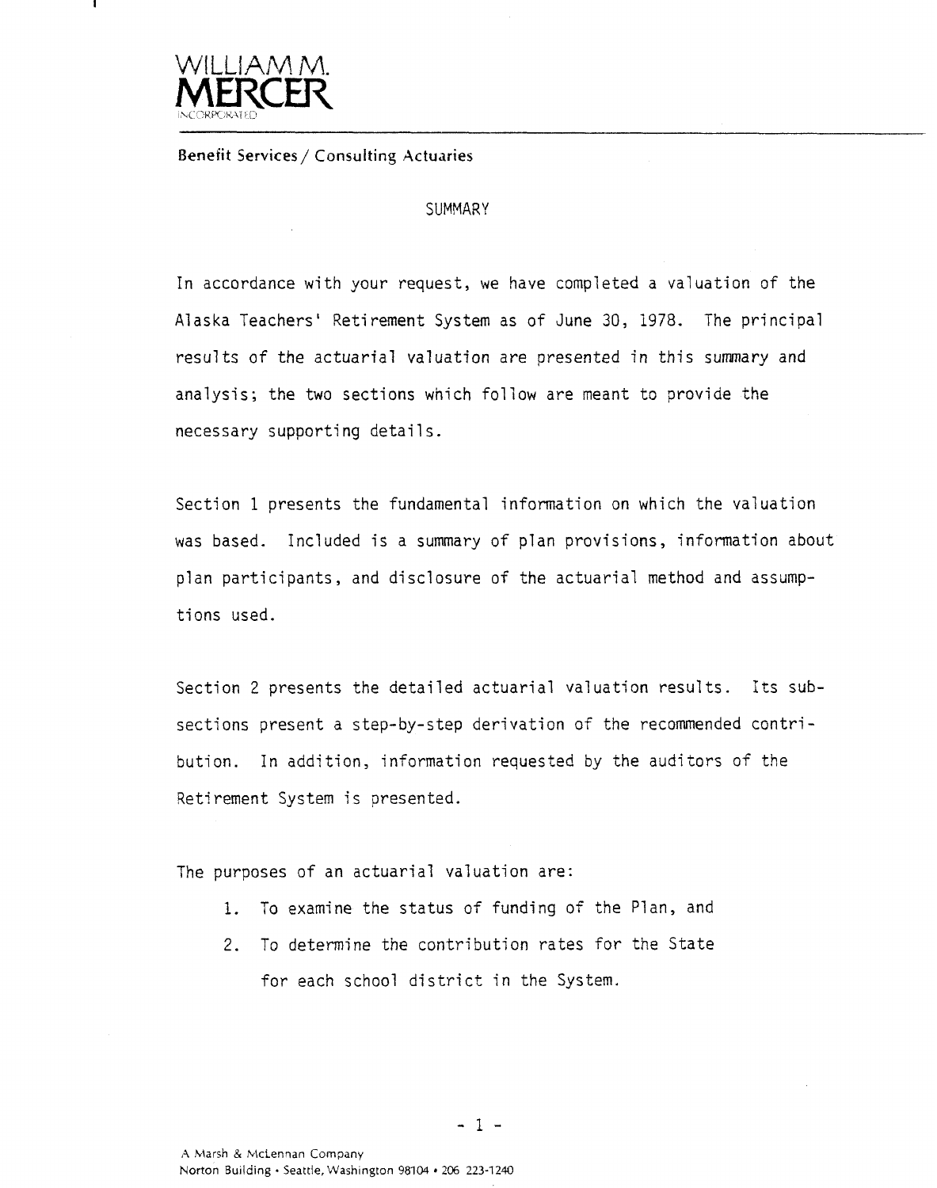WILLIAM M.
MERCER
INCORPORATED

Benefit Services / Consulting Actuaries

## SUMMARY

In accordance with your request, we have completed a valuation of the Alaska Teachers' Retirement System as of June 30, 1978. The principal results of the actuarial valuation are presented in this summary and analysis; the two sections which follow are meant to provide the necessary supporting details.

Section 1 presents the fundamental information on which the valuation was based. Included is a summary of plan provisions, information about plan participants, and disclosure of the actuarial method and assumptions used.

Section 2 presents the detailed actuarial valuation results. Its subsections present a step-by-step derivation of the recommended contribution. In addition, information requested by the auditors of the Retirement System is presented.

The purposes of an actuarial valuation are:

1. To examine the status of funding of the Plan, and
2. To determine the contribution rates for the State for each school district in the System.

A Marsh & McLennan Company
Norton Building • Seattle, Washington 98104 • 206 223-1240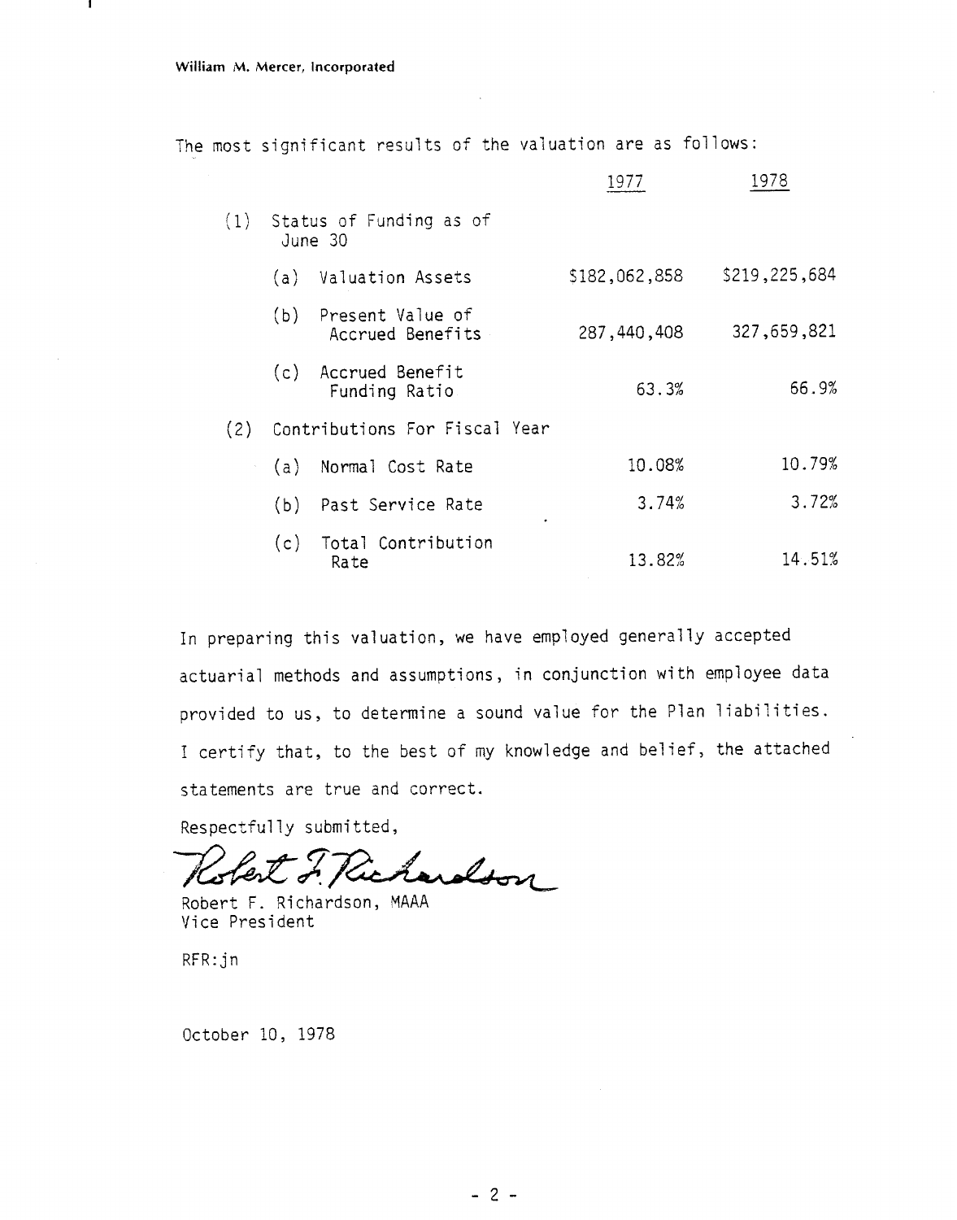William M. Mercer, Incorporated

The most significant results of the valuation are as follows:

| | 1977 | 1978 |
|---|---|---|
| (1) Status of Funding as of June 30 | | |
| (a) Valuation Assets | $182,062,858 | $219,225,684 |
| (b) Present Value of Accrued Benefits | 287,440,408 | 327,659,821 |
| (c) Accrued Benefit Funding Ratio | 63.3% | 66.9% |
| (2) Contributions For Fiscal Year | | |
| (a) Normal Cost Rate | 10.08% | 10.79% |
| (b) Past Service Rate | 3.74% | 3.72% |
| (c) Total Contribution Rate | 13.82% | 14.51% |

In preparing this valuation, we have employed generally accepted actuarial methods and assumptions, in conjunction with employee data provided to us, to determine a sound value for the Plan liabilities. I certify that, to the best of my knowledge and belief, the attached statements are true and correct.

Respectfully submitted,

Robert F. Richardson

Robert F. Richardson, MAAA
Vice President

RFR:jn

October 10, 1978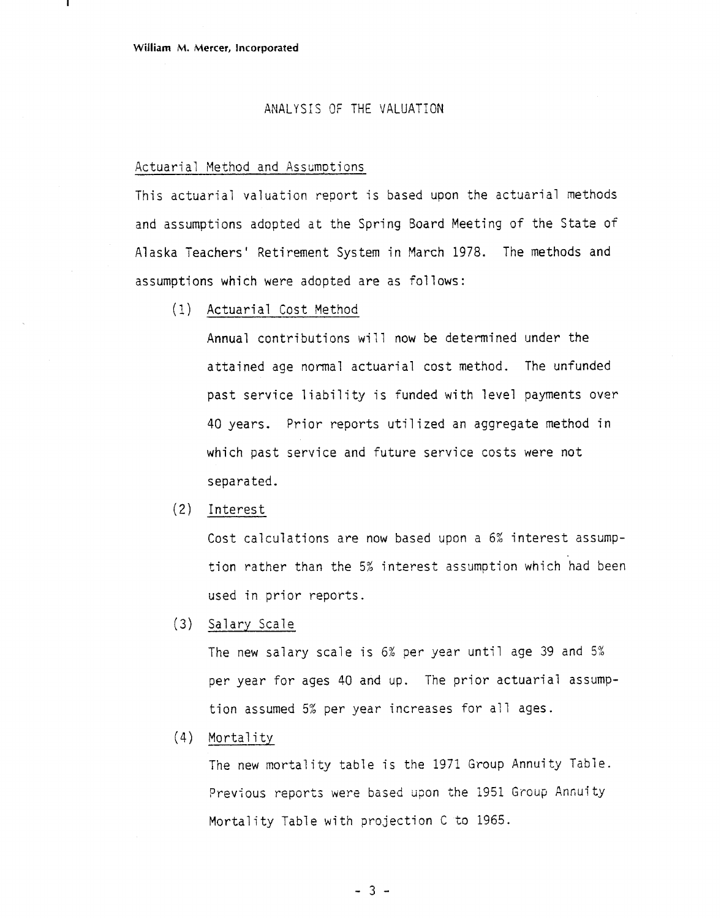## ANALYSIS OF THE VALUATION

### Actuarial Method and Assumptions

This actuarial valuation report is based upon the actuarial methods and assumptions adopted at the Spring Board Meeting of the State of Alaska Teachers' Retirement System in March 1978. The methods and assumptions which were adopted are as follows:

(1) Actuarial Cost Method

Annual contributions will now be determined under the attained age normal actuarial cost method. The unfunded past service liability is funded with level payments over 40 years. Prior reports utilized an aggregate method in which past service and future service costs were not separated.

(2) Interest

Cost calculations are now based upon a 6% interest assumption rather than the 5% interest assumption which had been used in prior reports.

(3) Salary Scale

The new salary scale is 6% per year until age 39 and 5% per year for ages 40 and up. The prior actuarial assumption assumed 5% per year increases for all ages.

(4) Mortality

The new mortality table is the 1971 Group Annuity Table. Previous reports were based upon the 1951 Group Annuity Mortality Table with projection C to 1965.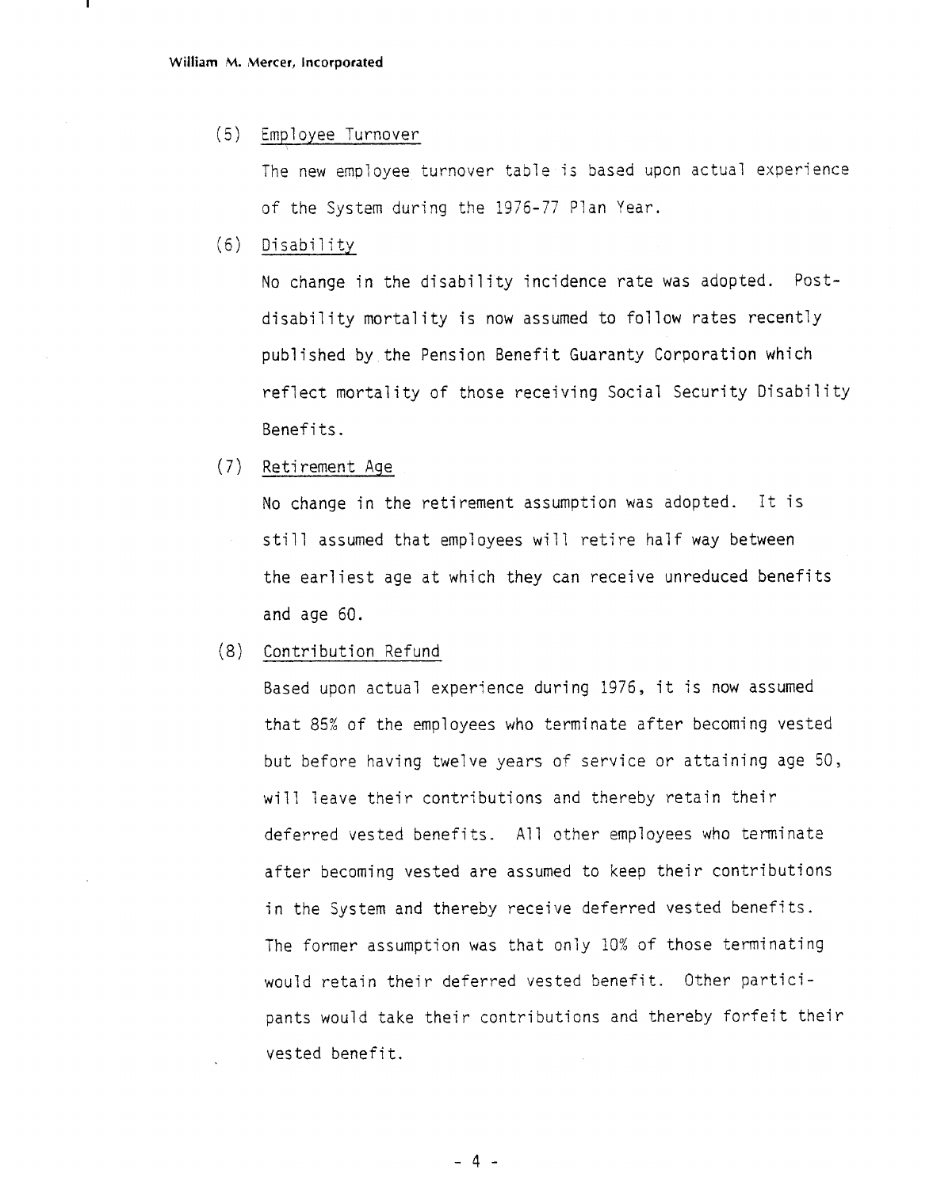(5) Employee Turnover

The new employee turnover table is based upon actual experience of the System during the 1976-77 Plan Year.

(6) Disability

No change in the disability incidence rate was adopted. Post-disability mortality is now assumed to follow rates recently published by the Pension Benefit Guaranty Corporation which reflect mortality of those receiving Social Security Disability Benefits.

(7) Retirement Age

No change in the retirement assumption was adopted. It is still assumed that employees will retire half way between the earliest age at which they can receive unreduced benefits and age 60.

(8) Contribution Refund

Based upon actual experience during 1976, it is now assumed that 85% of the employees who terminate after becoming vested but before having twelve years of service or attaining age 50, will leave their contributions and thereby retain their deferred vested benefits. All other employees who terminate after becoming vested are assumed to keep their contributions in the System and thereby receive deferred vested benefits. The former assumption was that only 10% of those terminating would retain their deferred vested benefit. Other participants would take their contributions and thereby forfeit their vested benefit.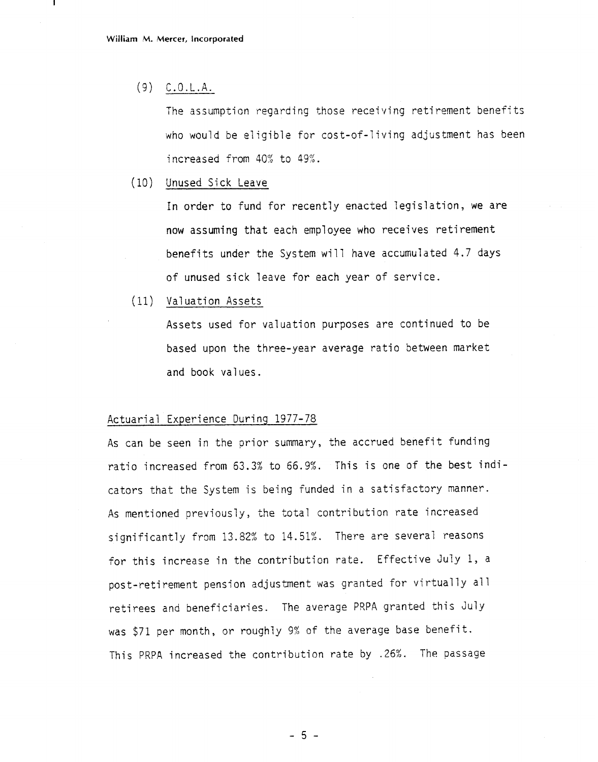(9) C.O.L.A.

The assumption regarding those receiving retirement benefits who would be eligible for cost-of-living adjustment has been increased from 40% to 49%.

(10) Unused Sick Leave

In order to fund for recently enacted legislation, we are now assuming that each employee who receives retirement benefits under the System will have accumulated 4.7 days of unused sick leave for each year of service.

(11) Valuation Assets

Assets used for valuation purposes are continued to be based upon the three-year average ratio between market and book values.

## Actuarial Experience During 1977-78

As can be seen in the prior summary, the accrued benefit funding ratio increased from 63.3% to 66.9%. This is one of the best indicators that the System is being funded in a satisfactory manner. As mentioned previously, the total contribution rate increased significantly from 13.82% to 14.51%. There are several reasons for this increase in the contribution rate. Effective July 1, a post-retirement pension adjustment was granted for virtually all retirees and beneficiaries. The average PRPA granted this July was $71 per month, or roughly 9% of the average base benefit. This PRPA increased the contribution rate by .26%. The passage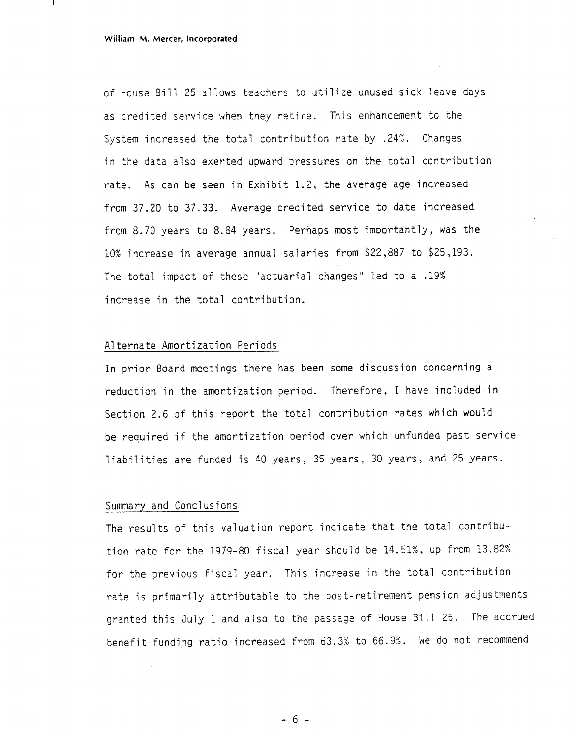of House Bill 25 allows teachers to utilize unused sick leave days as credited service when they retire. This enhancement to the System increased the total contribution rate by .24%. Changes in the data also exerted upward pressures on the total contribution rate. As can be seen in Exhibit 1.2, the average age increased from 37.20 to 37.33. Average credited service to date increased from 8.70 years to 8.84 years. Perhaps most importantly, was the 10% increase in average annual salaries from $22,887 to $25,193. The total impact of these "actuarial changes" led to a .19% increase in the total contribution.

## Alternate Amortization Periods

In prior Board meetings there has been some discussion concerning a reduction in the amortization period. Therefore, I have included in Section 2.6 of this report the total contribution rates which would be required if the amortization period over which unfunded past service liabilities are funded is 40 years, 35 years, 30 years, and 25 years.

## Summary and Conclusions

The results of this valuation report indicate that the total contribution rate for the 1979-80 fiscal year should be 14.51%, up from 13.82% for the previous fiscal year. This increase in the total contribution rate is primarily attributable to the post-retirement pension adjustments granted this July 1 and also to the passage of House Bill 25. The accrued benefit funding ratio increased from 63.3% to 66.9%. We do not recommend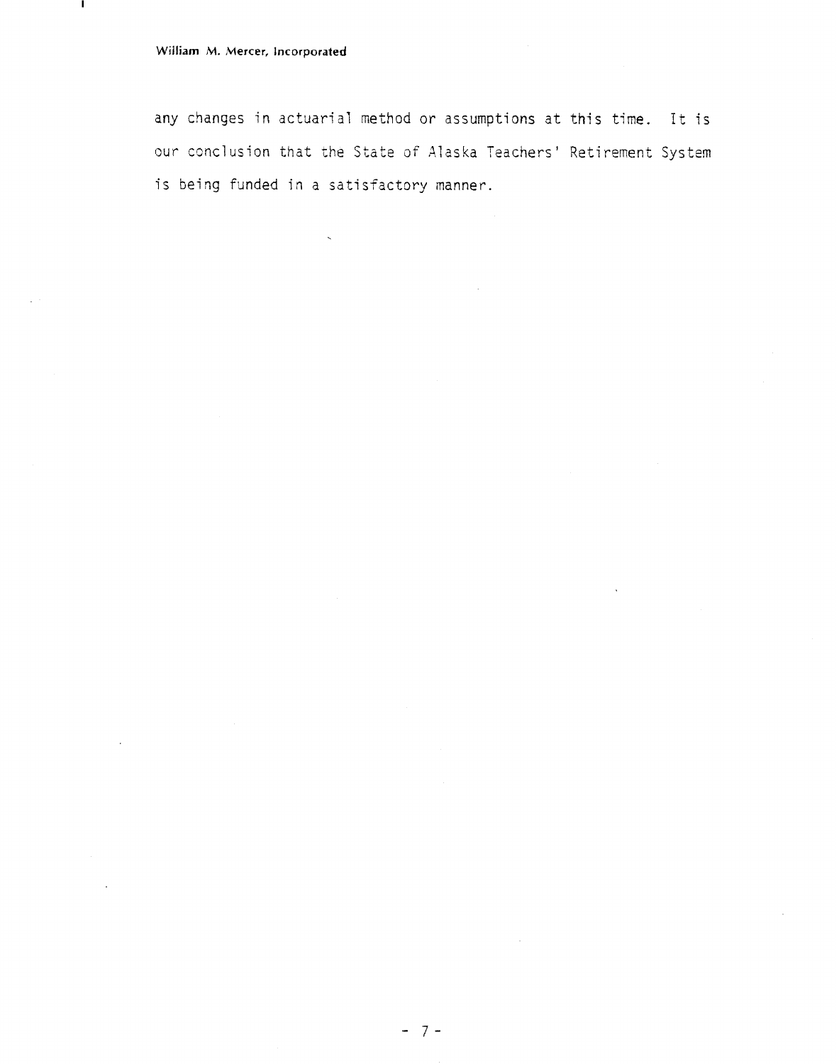any changes in actuarial method or assumptions at this time. It is our conclusion that the State of Alaska Teachers' Retirement System is being funded in a satisfactory manner.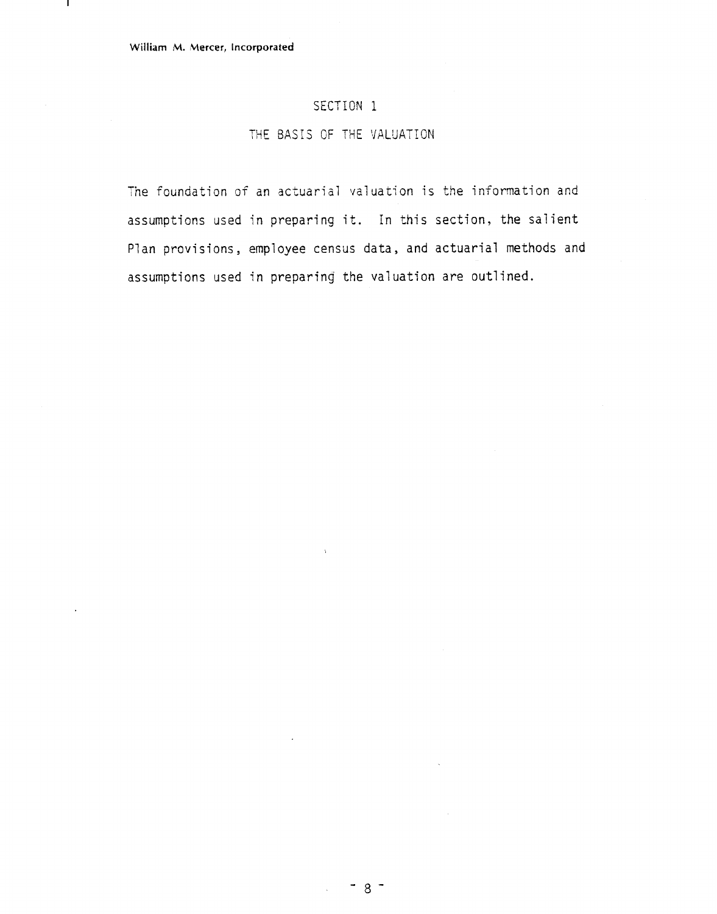# SECTION 1

## THE BASIS OF THE VALUATION

The foundation of an actuarial valuation is the information and assumptions used in preparing it. In this section, the salient Plan provisions, employee census data, and actuarial methods and assumptions used in preparing the valuation are outlined.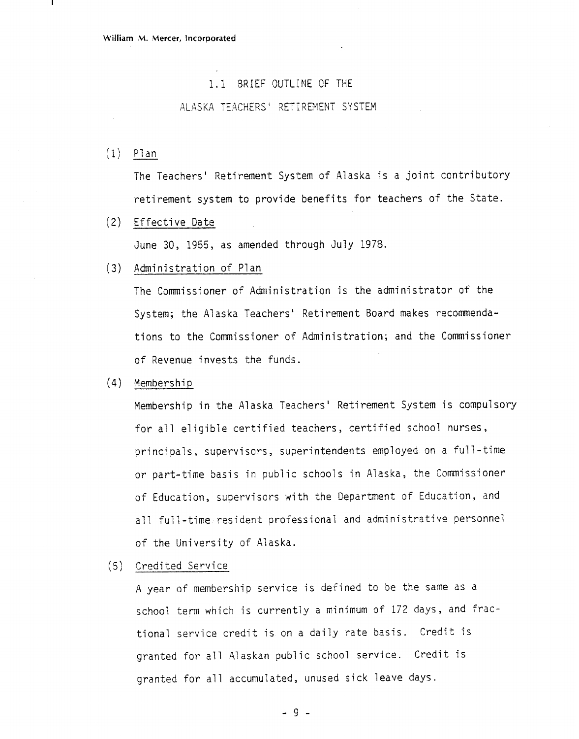## 1.1 BRIEF OUTLINE OF THE ALASKA TEACHERS' RETIREMENT SYSTEM

(1) Plan

The Teachers' Retirement System of Alaska is a joint contributory retirement system to provide benefits for teachers of the State.

(2) Effective Date

June 30, 1955, as amended through July 1978.

(3) Administration of Plan

The Commissioner of Administration is the administrator of the System; the Alaska Teachers' Retirement Board makes recommendations to the Commissioner of Administration; and the Commissioner of Revenue invests the funds.

(4) Membership

Membership in the Alaska Teachers' Retirement System is compulsory for all eligible certified teachers, certified school nurses, principals, supervisors, superintendents employed on a full-time or part-time basis in public schools in Alaska, the Commissioner of Education, supervisors with the Department of Education, and all full-time resident professional and administrative personnel of the University of Alaska.

(5) Credited Service

A year of membership service is defined to be the same as a school term which is currently a minimum of 172 days, and fractional service credit is on a daily rate basis. Credit is granted for all Alaskan public school service. Credit is granted for all accumulated, unused sick leave days.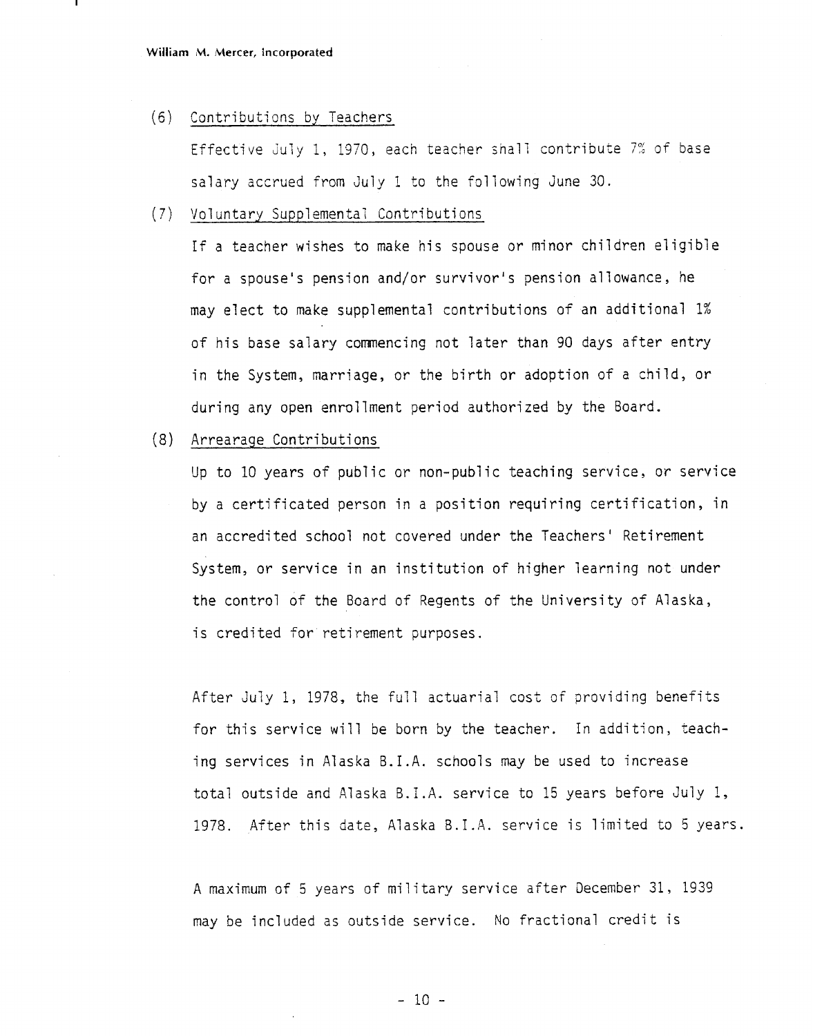(6) Contributions by Teachers

Effective July 1, 1970, each teacher shall contribute 7% of base salary accrued from July 1 to the following June 30.

(7) Voluntary Supplemental Contributions

If a teacher wishes to make his spouse or minor children eligible for a spouse's pension and/or survivor's pension allowance, he may elect to make supplemental contributions of an additional 1% of his base salary commencing not later than 90 days after entry in the System, marriage, or the birth or adoption of a child, or during any open enrollment period authorized by the Board.

(8) Arrearage Contributions

Up to 10 years of public or non-public teaching service, or service by a certificated person in a position requiring certification, in an accredited school not covered under the Teachers' Retirement System, or service in an institution of higher learning not under the control of the Board of Regents of the University of Alaska, is credited for retirement purposes.

After July 1, 1978, the full actuarial cost of providing benefits for this service will be born by the teacher. In addition, teaching services in Alaska B.I.A. schools may be used to increase total outside and Alaska B.I.A. service to 15 years before July 1, 1978. After this date, Alaska B.I.A. service is limited to 5 years.

A maximum of 5 years of military service after December 31, 1939 may be included as outside service. No fractional credit is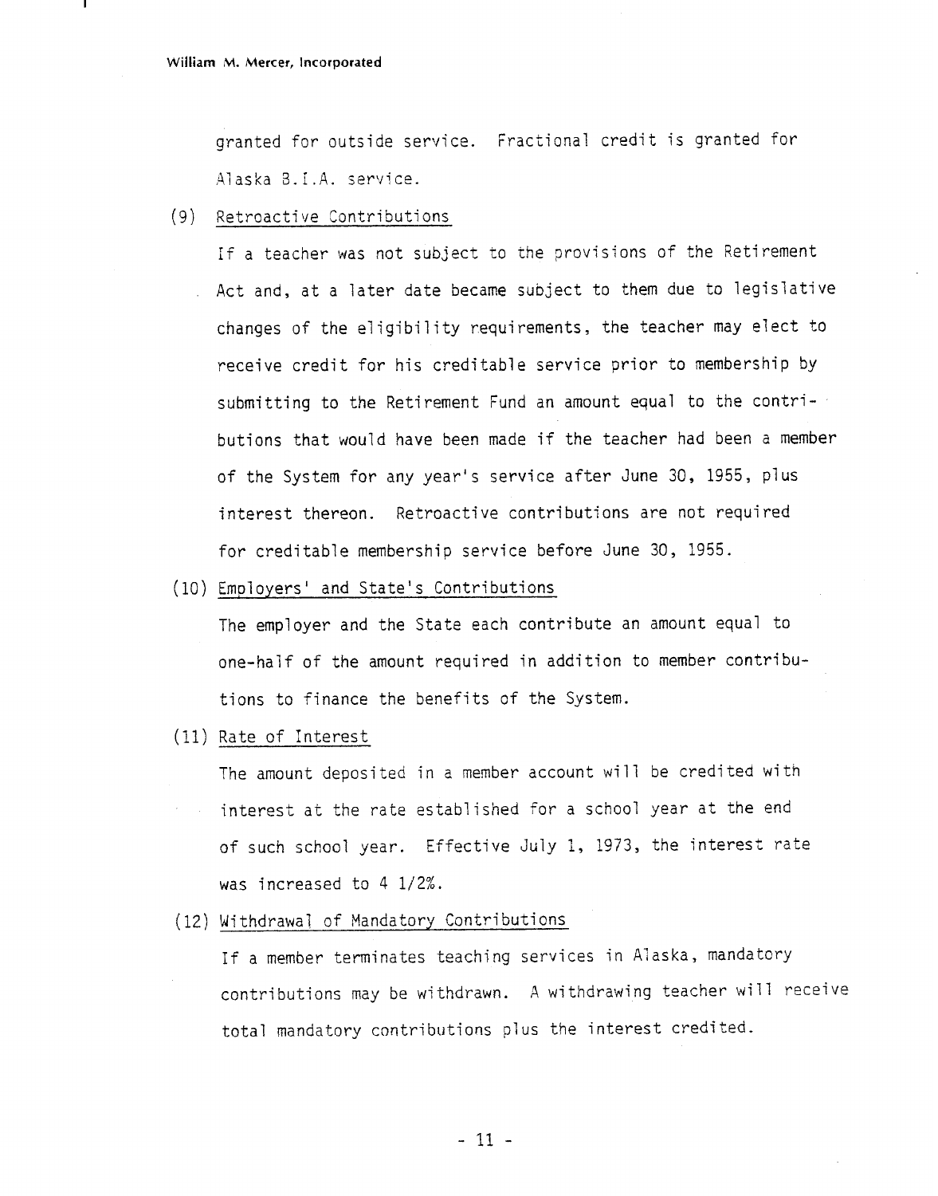granted for outside service. Fractional credit is granted for Alaska B.I.A. service.

(9) Retroactive Contributions

If a teacher was not subject to the provisions of the Retirement Act and, at a later date became subject to them due to legislative changes of the eligibility requirements, the teacher may elect to receive credit for his creditable service prior to membership by submitting to the Retirement Fund an amount equal to the contributions that would have been made if the teacher had been a member of the System for any year's service after June 30, 1955, plus interest thereon. Retroactive contributions are not required for creditable membership service before June 30, 1955.

(10) Employers' and State's Contributions

The employer and the State each contribute an amount equal to one-half of the amount required in addition to member contributions to finance the benefits of the System.

(11) Rate of Interest

The amount deposited in a member account will be credited with interest at the rate established for a school year at the end of such school year. Effective July 1, 1973, the interest rate was increased to 4 1/2%.

(12) Withdrawal of Mandatory Contributions

If a member terminates teaching services in Alaska, mandatory contributions may be withdrawn. A withdrawing teacher will receive total mandatory contributions plus the interest credited.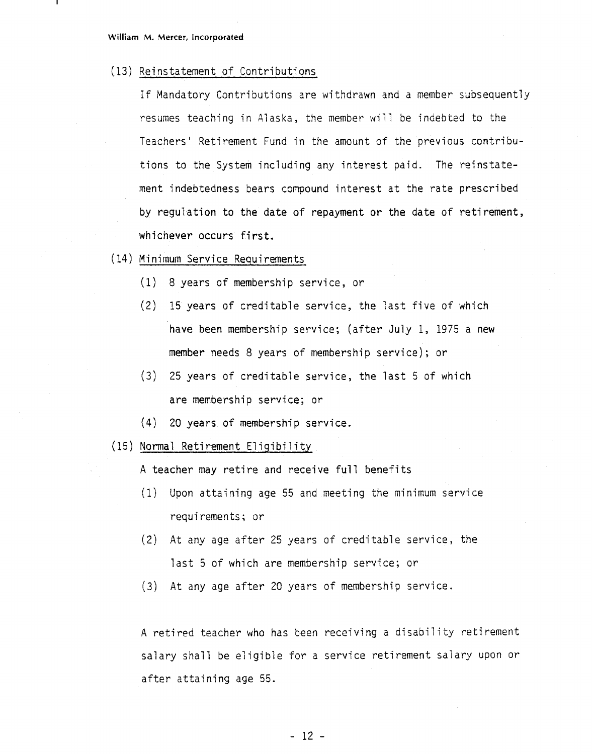(13) Reinstatement of Contributions

If Mandatory Contributions are withdrawn and a member subsequently resumes teaching in Alaska, the member will be indebted to the Teachers' Retirement Fund in the amount of the previous contributions to the System including any interest paid. The reinstatement indebtedness bears compound interest at the rate prescribed by regulation to the date of repayment or the date of retirement, whichever occurs first.

(14) Minimum Service Requirements

(1) 8 years of membership service, or

(2) 15 years of creditable service, the last five of which have been membership service; (after July 1, 1975 a new member needs 8 years of membership service); or

(3) 25 years of creditable service, the last 5 of which are membership service; or

(4) 20 years of membership service.

(15) Normal Retirement Eligibility

A teacher may retire and receive full benefits

(1) Upon attaining age 55 and meeting the minimum service requirements; or

(2) At any age after 25 years of creditable service, the last 5 of which are membership service; or

(3) At any age after 20 years of membership service.

A retired teacher who has been receiving a disability retirement salary shall be eligible for a service retirement salary upon or after attaining age 55.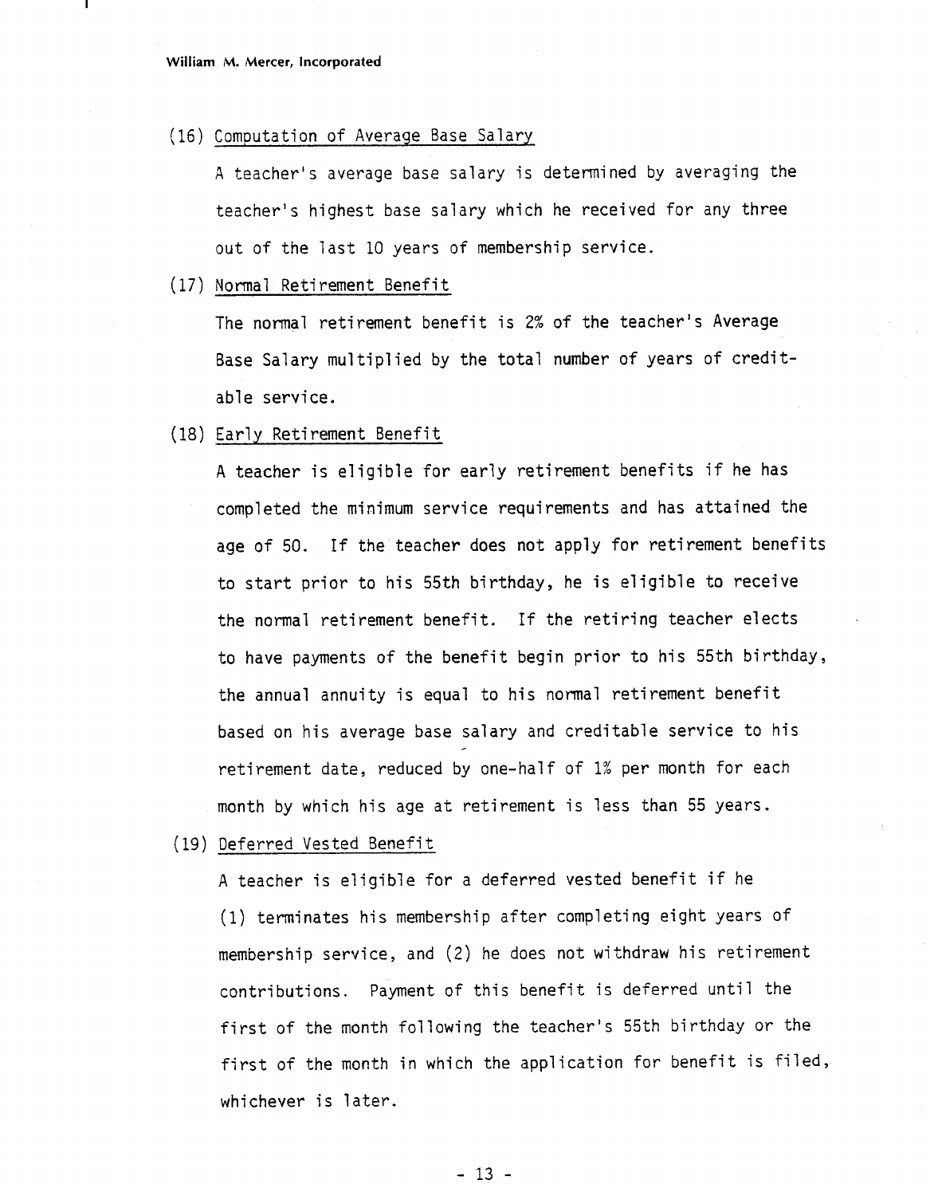(16) Computation of Average Base Salary

A teacher's average base salary is determined by averaging the teacher's highest base salary which he received for any three out of the last 10 years of membership service.

(17) Normal Retirement Benefit

The normal retirement benefit is 2% of the teacher's Average Base Salary multiplied by the total number of years of creditable service.

(18) Early Retirement Benefit

A teacher is eligible for early retirement benefits if he has completed the minimum service requirements and has attained the age of 50. If the teacher does not apply for retirement benefits to start prior to his 55th birthday, he is eligible to receive the normal retirement benefit. If the retiring teacher elects to have payments of the benefit begin prior to his 55th birthday, the annual annuity is equal to his normal retirement benefit based on his average base salary and creditable service to his retirement date, reduced by one-half of 1% per month for each month by which his age at retirement is less than 55 years.

(19) Deferred Vested Benefit

A teacher is eligible for a deferred vested benefit if he (1) terminates his membership after completing eight years of membership service, and (2) he does not withdraw his retirement contributions. Payment of this benefit is deferred until the first of the month following the teacher's 55th birthday or the first of the month in which the application for benefit is filed, whichever is later.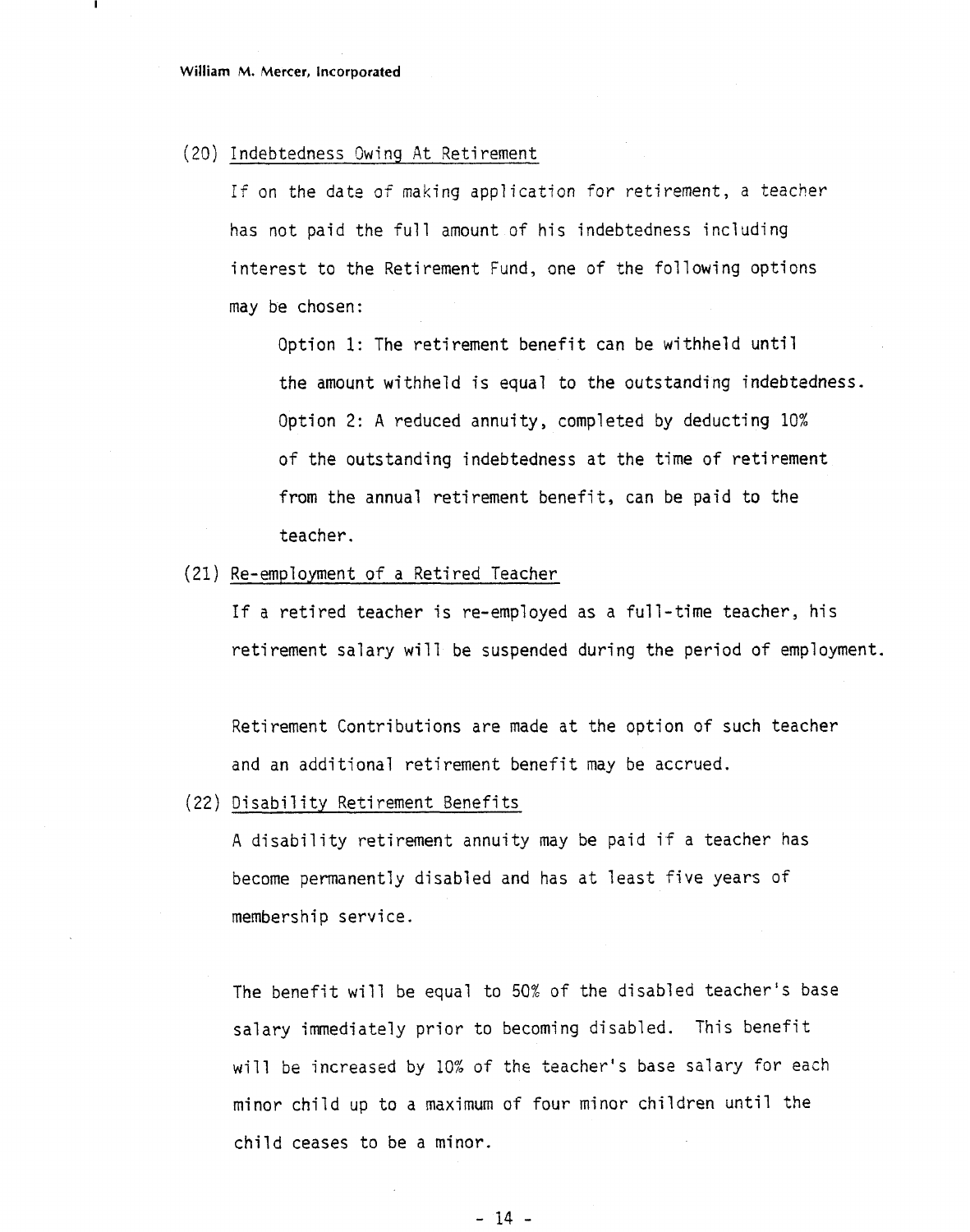(20) <u>Indebtedness Owing At Retirement</u>

If on the date of making application for retirement, a teacher has not paid the full amount of his indebtedness including interest to the Retirement Fund, one of the following options may be chosen:

Option 1: The retirement benefit can be withheld until the amount withheld is equal to the outstanding indebtedness.

Option 2: A reduced annuity, completed by deducting 10% of the outstanding indebtedness at the time of retirement from the annual retirement benefit, can be paid to the teacher.

(21) <u>Re-employment of a Retired Teacher</u>

If a retired teacher is re-employed as a full-time teacher, his retirement salary will be suspended during the period of employment.

Retirement Contributions are made at the option of such teacher and an additional retirement benefit may be accrued.

(22) <u>Disability Retirement Benefits</u>

A disability retirement annuity may be paid if a teacher has become permanently disabled and has at least five years of membership service.

The benefit will be equal to 50% of the disabled teacher's base salary immediately prior to becoming disabled. This benefit will be increased by 10% of the teacher's base salary for each minor child up to a maximum of four minor children until the child ceases to be a minor.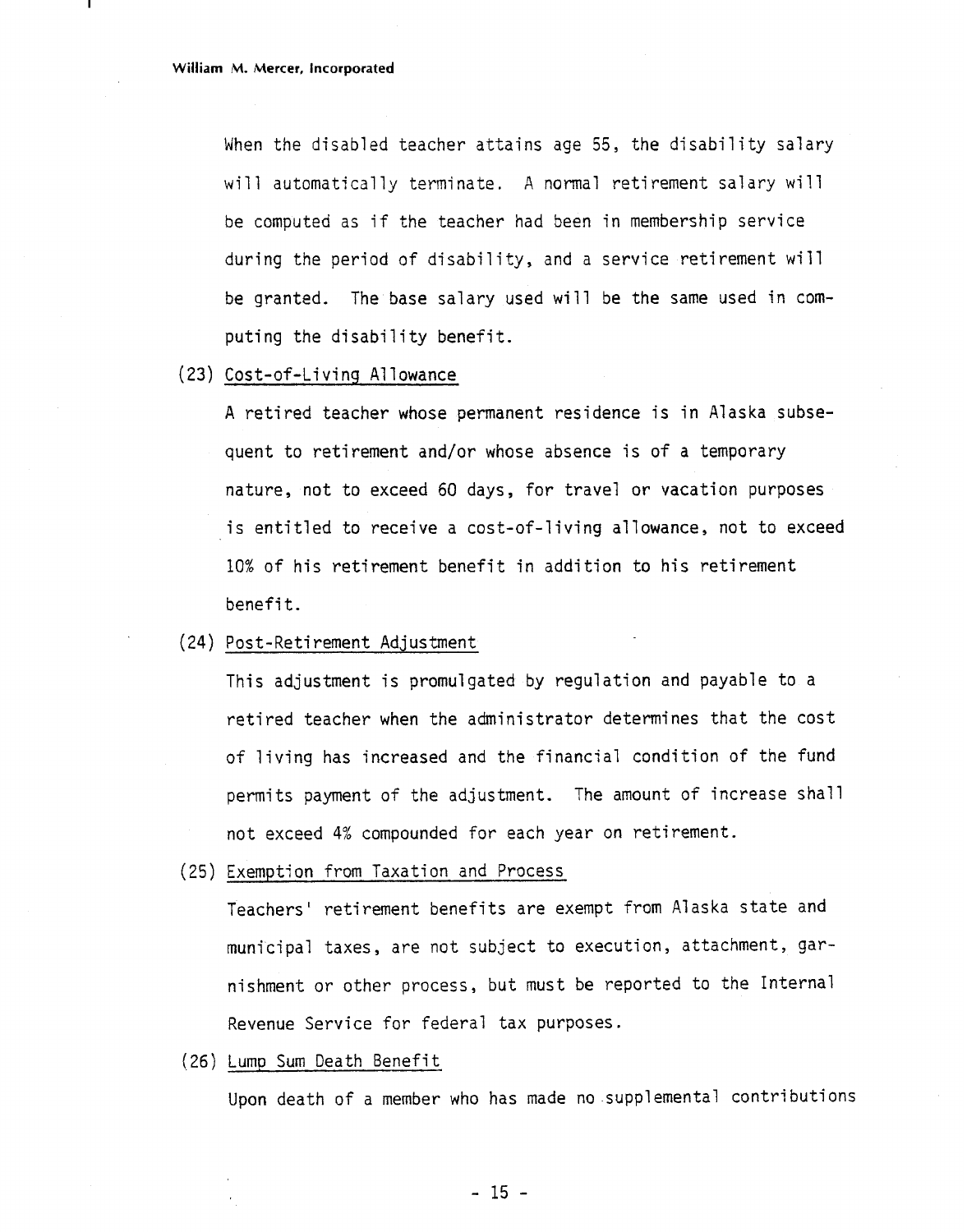When the disabled teacher attains age 55, the disability salary will automatically terminate. A normal retirement salary will be computed as if the teacher had been in membership service during the period of disability, and a service retirement will be granted. The base salary used will be the same used in computing the disability benefit.

(23) Cost-of-Living Allowance

A retired teacher whose permanent residence is in Alaska subsequent to retirement and/or whose absence is of a temporary nature, not to exceed 60 days, for travel or vacation purposes is entitled to receive a cost-of-living allowance, not to exceed 10% of his retirement benefit in addition to his retirement benefit.

(24) Post-Retirement Adjustment

This adjustment is promulgated by regulation and payable to a retired teacher when the administrator determines that the cost of living has increased and the financial condition of the fund permits payment of the adjustment. The amount of increase shall not exceed 4% compounded for each year on retirement.

(25) Exemption from Taxation and Process

Teachers' retirement benefits are exempt from Alaska state and municipal taxes, are not subject to execution, attachment, garnishment or other process, but must be reported to the Internal Revenue Service for federal tax purposes.

(26) Lump Sum Death Benefit

Upon death of a member who has made no supplemental contributions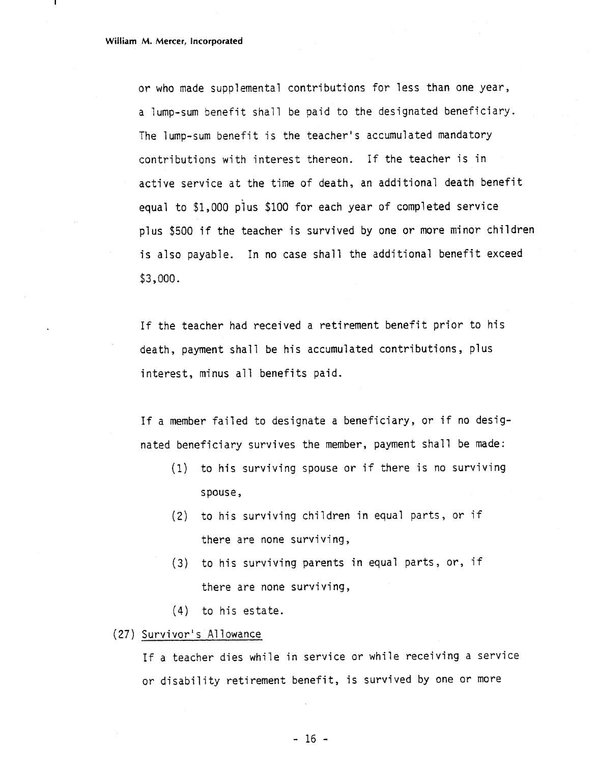or who made supplemental contributions for less than one year, a lump-sum benefit shall be paid to the designated beneficiary. The lump-sum benefit is the teacher's accumulated mandatory contributions with interest thereon. If the teacher is in active service at the time of death, an additional death benefit equal to $1,000 plus $100 for each year of completed service plus $500 if the teacher is survived by one or more minor children is also payable. In no case shall the additional benefit exceed $3,000.

If the teacher had received a retirement benefit prior to his death, payment shall be his accumulated contributions, plus interest, minus all benefits paid.

If a member failed to designate a beneficiary, or if no designated beneficiary survives the member, payment shall be made:

(1) to his surviving spouse or if there is no surviving spouse,

(2) to his surviving children in equal parts, or if there are none surviving,

(3) to his surviving parents in equal parts, or, if there are none surviving,

(4) to his estate.

(27) Survivor's Allowance

If a teacher dies while in service or while receiving a service or disability retirement benefit, is survived by one or more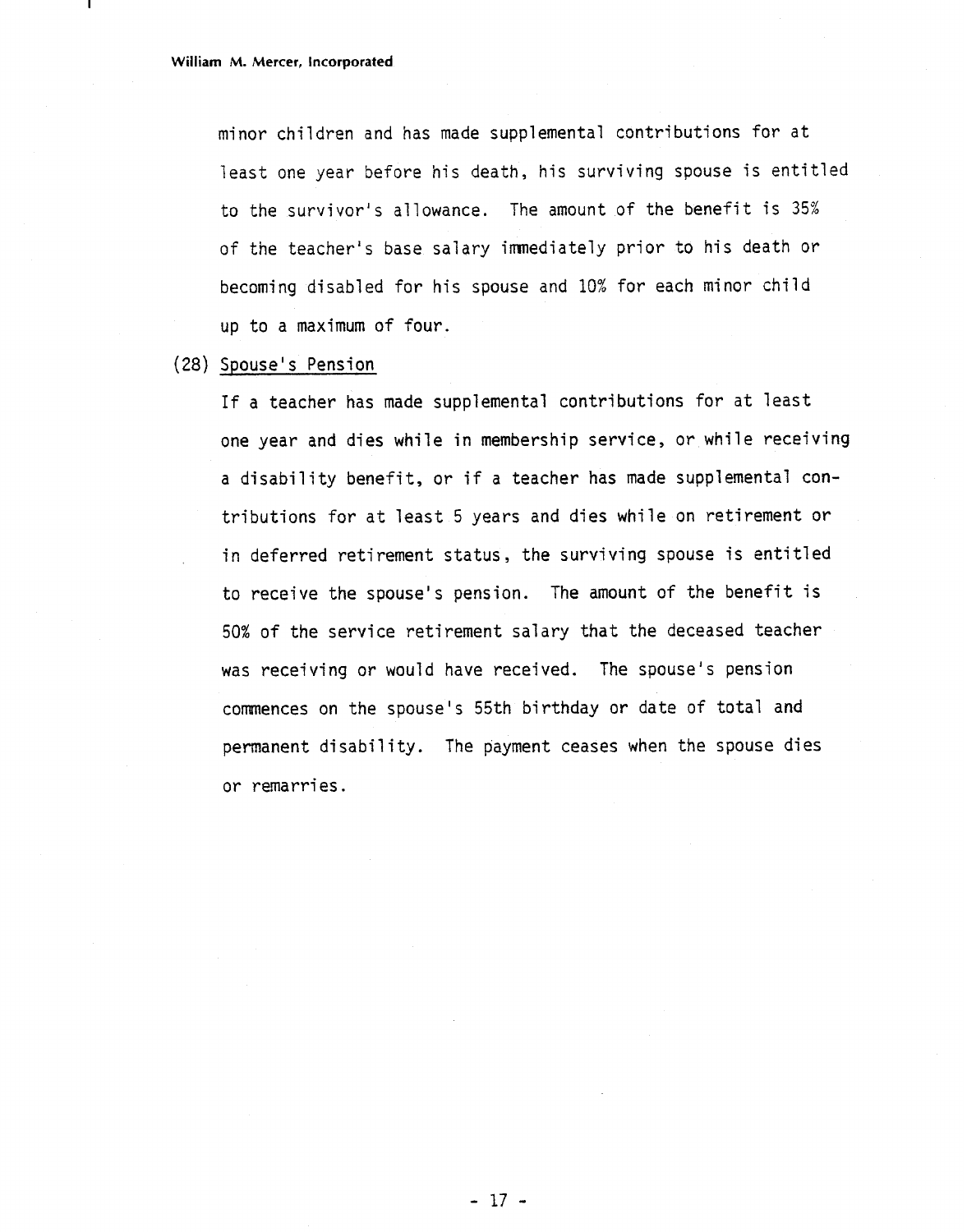minor children and has made supplemental contributions for at least one year before his death, his surviving spouse is entitled to the survivor's allowance. The amount of the benefit is 35% of the teacher's base salary immediately prior to his death or becoming disabled for his spouse and 10% for each minor child up to a maximum of four.

(28) Spouse's Pension

If a teacher has made supplemental contributions for at least one year and dies while in membership service, or while receiving a disability benefit, or if a teacher has made supplemental contributions for at least 5 years and dies while on retirement or in deferred retirement status, the surviving spouse is entitled to receive the spouse's pension. The amount of the benefit is 50% of the service retirement salary that the deceased teacher was receiving or would have received. The spouse's pension commences on the spouse's 55th birthday or date of total and permanent disability. The payment ceases when the spouse dies or remarries.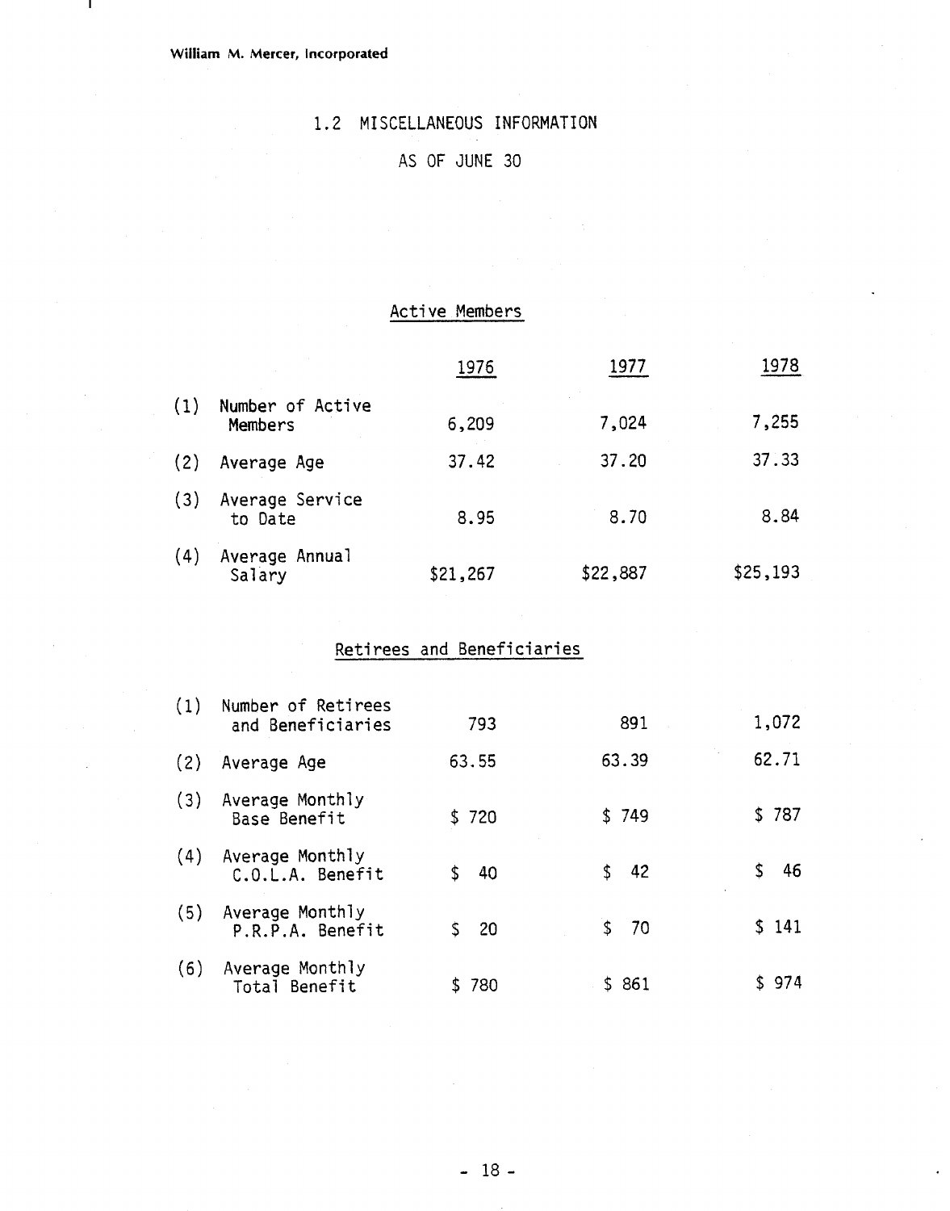William M. Mercer, Incorporated

## 1.2 MISCELLANEOUS INFORMATION

### AS OF JUNE 30

#### Active Members

| | | 1976 | 1977 | 1978 |
|---|---|---|---|---|
| (1) | Number of Active Members | 6,209 | 7,024 | 7,255 |
| (2) | Average Age | 37.42 | 37.20 | 37.33 |
| (3) | Average Service to Date | 8.95 | 8.70 | 8.84 |
| (4) | Average Annual Salary | $21,267 | $22,887 | $25,193 |

#### Retirees and Beneficiaries

| | | 1976 | 1977 | 1978 |
|---|---|---|---|---|
| (1) | Number of Retirees and Beneficiaries | 793 | 891 | 1,072 |
| (2) | Average Age | 63.55 | 63.39 | 62.71 |
| (3) | Average Monthly Base Benefit | $ 720 | $ 749 | $ 787 |
| (4) | Average Monthly C.O.L.A. Benefit | $ 40 | $ 42 | $ 46 |
| (5) | Average Monthly P.R.P.A. Benefit | $ 20 | $ 70 | $ 141 |
| (6) | Average Monthly Total Benefit | $ 780 | $ 861 | $ 974 |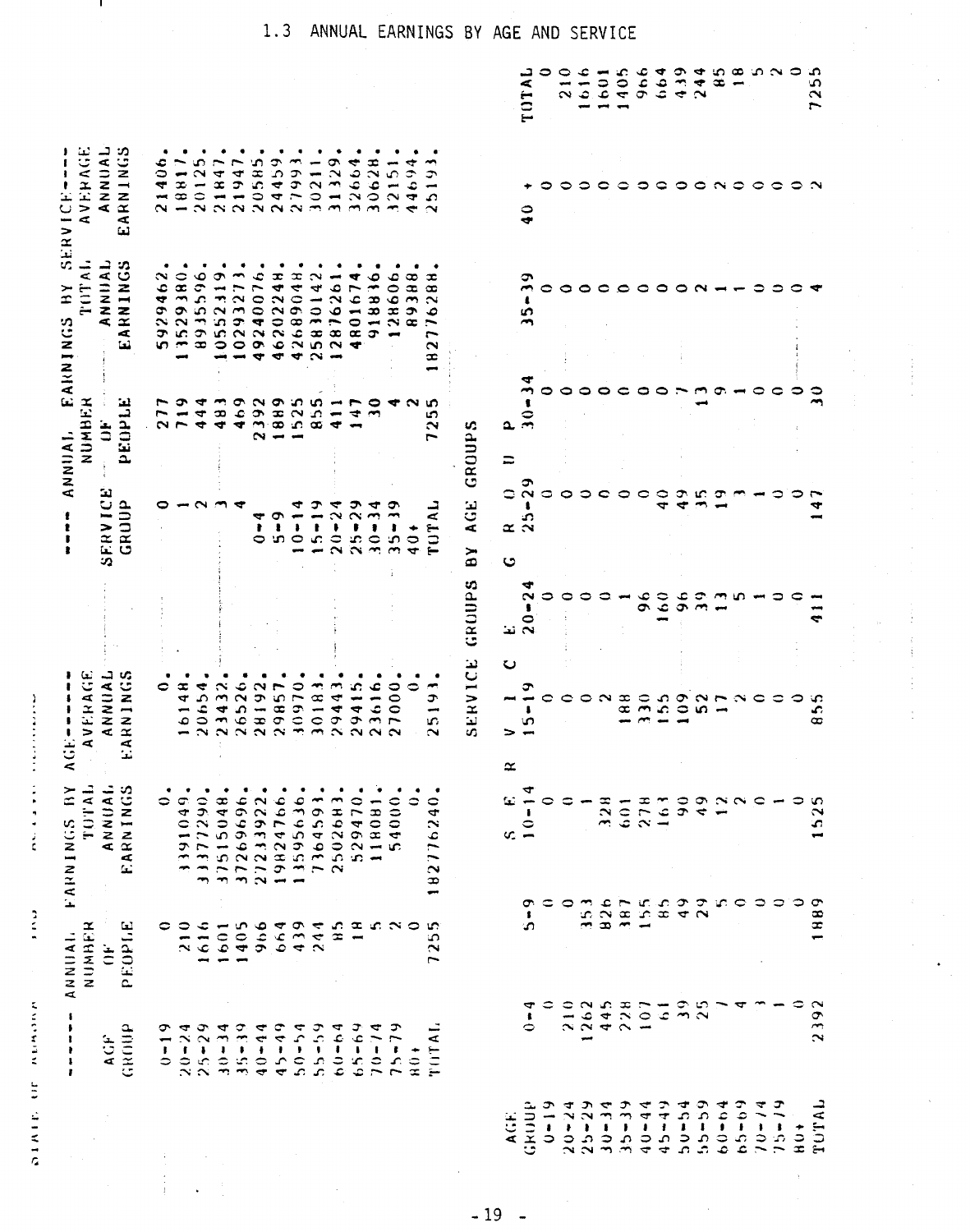## 1.3 ANNUAL EARNINGS BY AGE AND SERVICE

| AGE GROUP | NUMBER OF PEOPLE | TOTAL ANNUAL EARNINGS | AVERAGE ANNUAL EARNINGS |
|---|---|---|---|
| 0-19 | 0 | 0. | 0. |
| 20-24 | 210 | 3391049. | 16148. |
| 25-29 | 1616 | 33377290. | 20654. |
| 30-34 | 1601 | 37515048. | 23432. |
| 35-39 | 1405 | 37269696. | 26526. |
| 40-44 | 966 | 27233922. | 28192. |
| 45-49 | 664 | 19824766. | 29857. |
| 50-54 | 439 | 13595636. | 30970. |
| 55-59 | 244 | 7364593. | 30183. |
| 60-64 | 85 | 2502683. | 29443. |
| 65-69 | 18 | 529470. | 29415. |
| 70-74 | 5 | 118081. | 23616. |
| 75-79 | 2 | 54000. | 27000. |
| 80+ | 0 | 0. | 0. |
| TOTAL | 7255 | 182776240. | 25193. |

| SERVICE GROUP | NUMBER OF PEOPLE | TOTAL ANNUAL EARNINGS | AVERAGE ANNUAL EARNINGS |
|---|---|---|---|
| 0 | 277 | 5929462. | 21406. |
| 1 | 719 | 13529380. | 18817. |
| 2 | 444 | 8935596. | 20125. |
| 3 | 483 | 10552319. | 21847. |
| 4 | 469 | 10293273. | 21947. |
| 0-4 | 2392 | 49240076. | 20585. |
| 5-9 | 1889 | 46202248. | 24459. |
| 10-14 | 1525 | 42689048. | 27993. |
| 15-19 | 855 | 25830142. | 30211. |
| 20-24 | 411 | 12876261. | 31329. |
| 25-29 | 147 | 4801674. | 32664. |
| 30-34 | 30 | 918836. | 30628. |
| 35-39 | 4 | 128606. | 32151. |
| 40+ | 2 | 89388. | 44694. |
| TOTAL | 7255 | 182776288. | 25193. |

### SERVICE GROUPS BY AGE GROUPS

| AGE GROUP | 0-4 | 5-9 | 10-14 | 15-19 | 20-24 | 25-29 | 30-34 | 35-39 | 40 + | TOTAL |
|---|---|---|---|---|---|---|---|---|---|---|
| 0-19 | 0 | 0 | 0 | 0 | 0 | 0 | 0 | 0 | 0 | 0 |
| 20-24 | 210 | 0 | 0 | 0 | 0 | 0 | 0 | 0 | 0 | 210 |
| 25-29 | 1262 | 353 | 1 | 0 | 0 | 0 | 0 | 0 | 0 | 1616 |
| 30-34 | 445 | 826 | 328 | 2 | 0 | 0 | 0 | 0 | 0 | 1601 |
| 35-39 | 228 | 387 | 601 | 188 | 1 | 0 | 0 | 0 | 0 | 1405 |
| 40-44 | 107 | 155 | 278 | 330 | 96 | 0 | 0 | 0 | 0 | 966 |
| 45-49 | 61 | 85 | 163 | 155 | 160 | 40 | 0 | 0 | 0 | 664 |
| 50-54 | 39 | 49 | 90 | 109 | 96 | 49 | 7 | 0 | 0 | 439 |
| 55-59 | 25 | 29 | 49 | 52 | 39 | 35 | 13 | 2 | 0 | 244 |
| 60-64 | 7 | 5 | 12 | 17 | 13 | 19 | 9 | 1 | 2 | 85 |
| 65-69 | 4 | 0 | 2 | 2 | 5 | 3 | 1 | 1 | 0 | 18 |
| 70-74 | 3 | 0 | 0 | 0 | 1 | 1 | 0 | 0 | 0 | 5 |
| 75-79 | 1 | 0 | 1 | 0 | 0 | 0 | 0 | 0 | 0 | 2 |
| 80+ | 0 | 0 | 0 | 0 | 0 | 0 | 0 | 0 | 0 | 0 |
| TOTAL | 2392 | 1889 | 1525 | 855 | 411 | 147 | 30 | 4 | 2 | 7255 |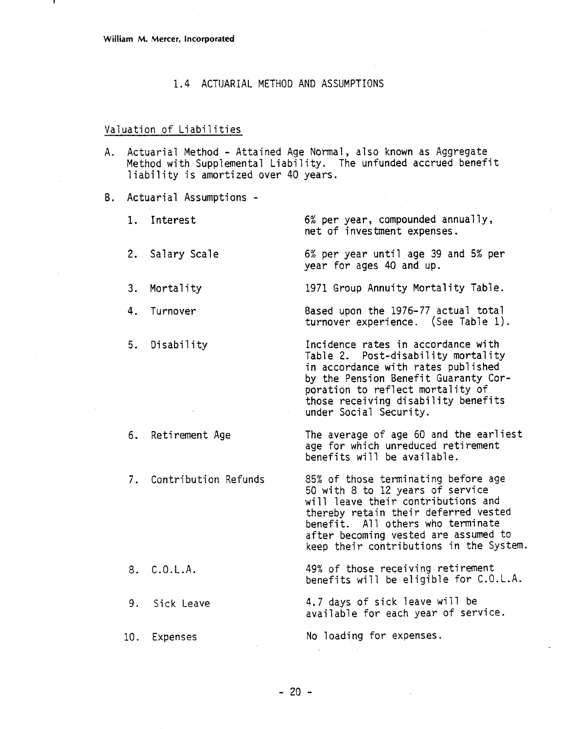## 1.4 ACTUARIAL METHOD AND ASSUMPTIONS

### Valuation of Liabilities

A. Actuarial Method - Attained Age Normal, also known as Aggregate Method with Supplemental Liability. The unfunded accrued benefit liability is amortized over 40 years.

B. Actuarial Assumptions -

| | |
|---|---|
| 1. Interest | 6% per year, compounded annually, net of investment expenses. |
| 2. Salary Scale | 6% per year until age 39 and 5% per year for ages 40 and up. |
| 3. Mortality | 1971 Group Annuity Mortality Table. |
| 4. Turnover | Based upon the 1976-77 actual total turnover experience. (See Table 1). |
| 5. Disability | Incidence rates in accordance with Table 2. Post-disability mortality in accordance with rates published by the Pension Benefit Guaranty Corporation to reflect mortality of those receiving disability benefits under Social Security. |
| 6. Retirement Age | The average of age 60 and the earliest age for which unreduced retirement benefits will be available. |
| 7. Contribution Refunds | 85% of those terminating before age 50 with 8 to 12 years of service will leave their contributions and thereby retain their deferred vested benefit. All others who terminate after becoming vested are assumed to keep their contributions in the System. |
| 8. C.O.L.A. | 49% of those receiving retirement benefits will be eligible for C.O.L.A. |
| 9. Sick Leave | 4.7 days of sick leave will be available for each year of service. |
| 10. Expenses | No loading for expenses. |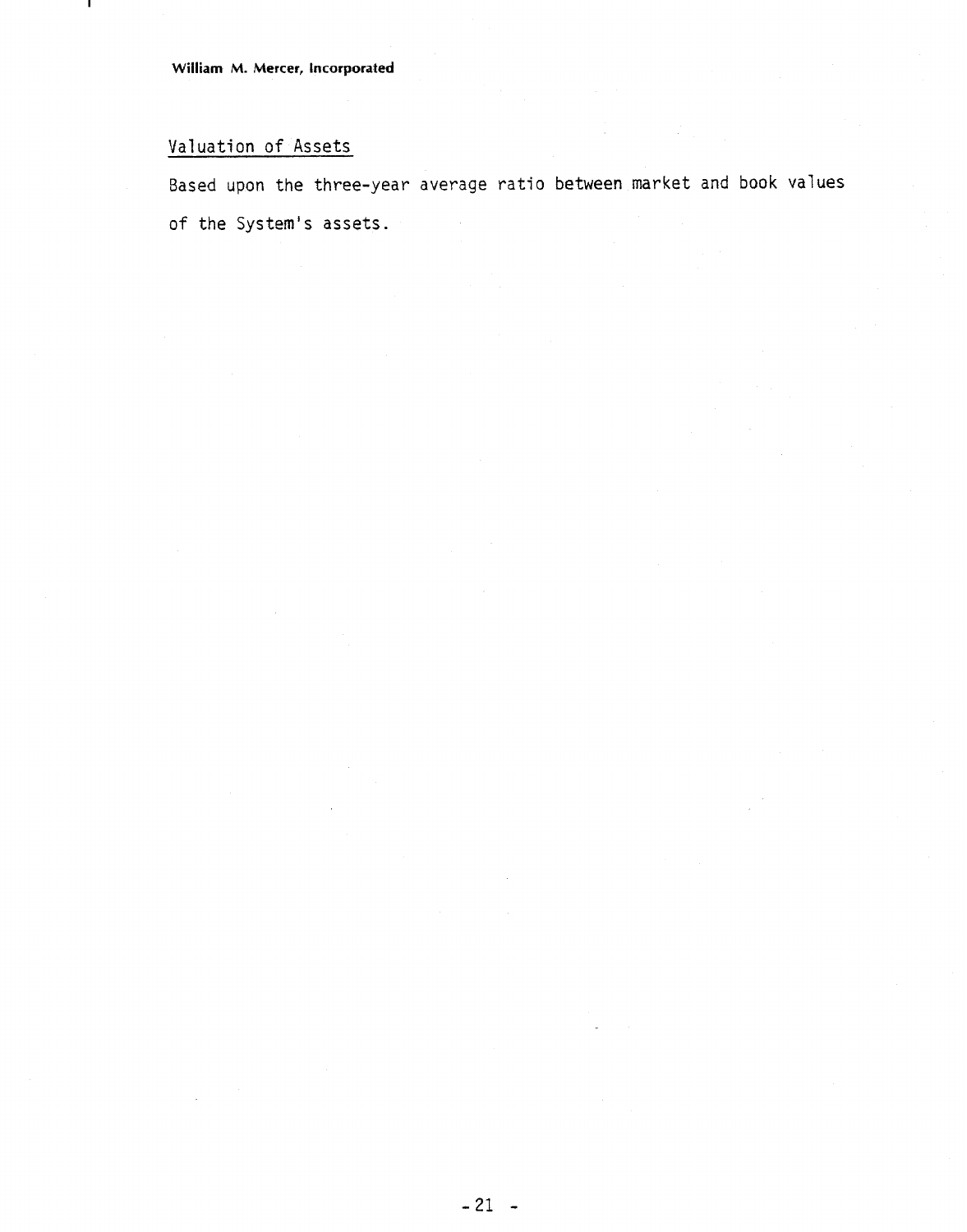Valuation of Assets

Based upon the three-year average ratio between market and book values of the System's assets.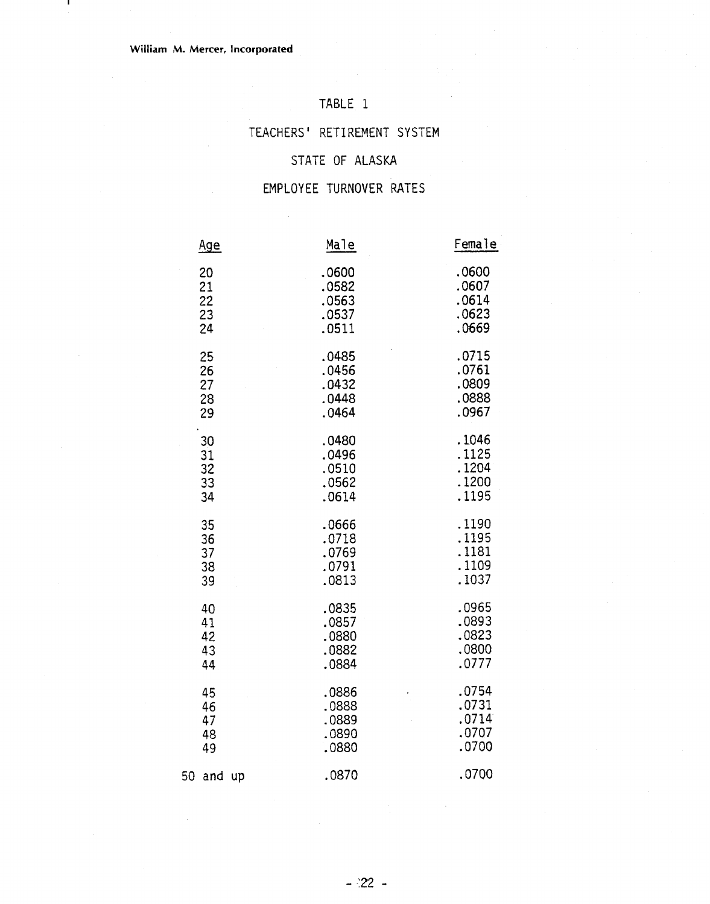# TABLE 1

## TEACHERS' RETIREMENT SYSTEM

## STATE OF ALASKA

## EMPLOYEE TURNOVER RATES

| Age | Male | Female |
|---|---|---|
| 20 | .0600 | .0600 |
| 21 | .0582 | .0607 |
| 22 | .0563 | .0614 |
| 23 | .0537 | .0623 |
| 24 | .0511 | .0669 |
| 25 | .0485 | .0715 |
| 26 | .0456 | .0761 |
| 27 | .0432 | .0809 |
| 28 | .0448 | .0888 |
| 29 | .0464 | .0967 |
| 30 | .0480 | .1046 |
| 31 | .0496 | .1125 |
| 32 | .0510 | .1204 |
| 33 | .0562 | .1200 |
| 34 | .0614 | .1195 |
| 35 | .0666 | .1190 |
| 36 | .0718 | .1195 |
| 37 | .0769 | .1181 |
| 38 | .0791 | .1109 |
| 39 | .0813 | .1037 |
| 40 | .0835 | .0965 |
| 41 | .0857 | .0893 |
| 42 | .0880 | .0823 |
| 43 | .0882 | .0800 |
| 44 | .0884 | .0777 |
| 45 | .0886 | .0754 |
| 46 | .0888 | .0731 |
| 47 | .0889 | .0714 |
| 48 | .0890 | .0707 |
| 49 | .0880 | .0700 |
| 50 and up | .0870 | .0700 |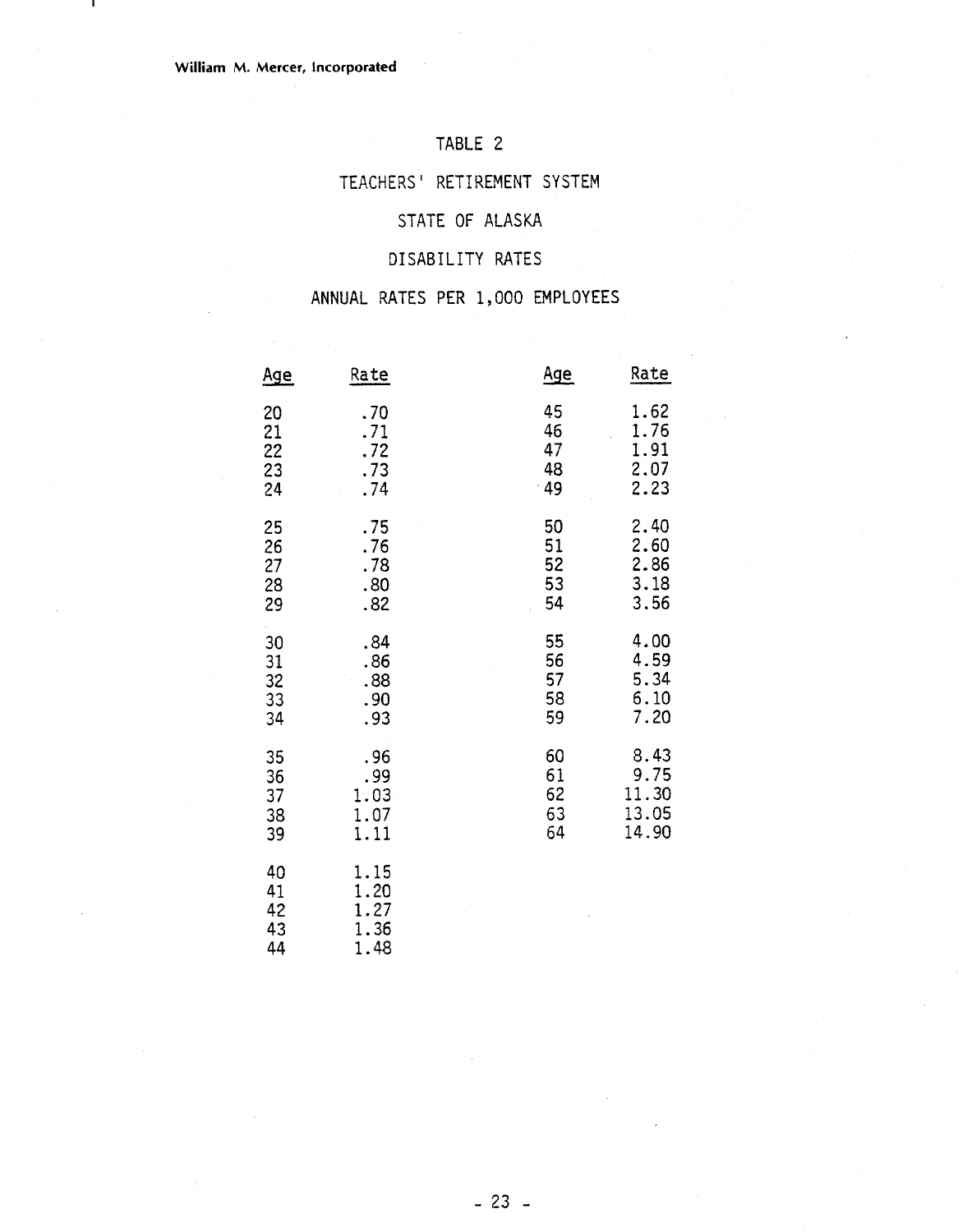TABLE 2

TEACHERS' RETIREMENT SYSTEM

STATE OF ALASKA

DISABILITY RATES

ANNUAL RATES PER 1,000 EMPLOYEES

| Age | Rate | Age | Rate |
|---|---|---|---|
| 20 | .70 | 45 | 1.62 |
| 21 | .71 | 46 | 1.76 |
| 22 | .72 | 47 | 1.91 |
| 23 | .73 | 48 | 2.07 |
| 24 | .74 | 49 | 2.23 |
| 25 | .75 | 50 | 2.40 |
| 26 | .76 | 51 | 2.60 |
| 27 | .78 | 52 | 2.86 |
| 28 | .80 | 53 | 3.18 |
| 29 | .82 | 54 | 3.56 |
| 30 | .84 | 55 | 4.00 |
| 31 | .86 | 56 | 4.59 |
| 32 | .88 | 57 | 5.34 |
| 33 | .90 | 58 | 6.10 |
| 34 | .93 | 59 | 7.20 |
| 35 | .96 | 60 | 8.43 |
| 36 | .99 | 61 | 9.75 |
| 37 | 1.03 | 62 | 11.30 |
| 38 | 1.07 | 63 | 13.05 |
| 39 | 1.11 | 64 | 14.90 |
| 40 | 1.15 | | |
| 41 | 1.20 | | |
| 42 | 1.27 | | |
| 43 | 1.36 | | |
| 44 | 1.48 | | |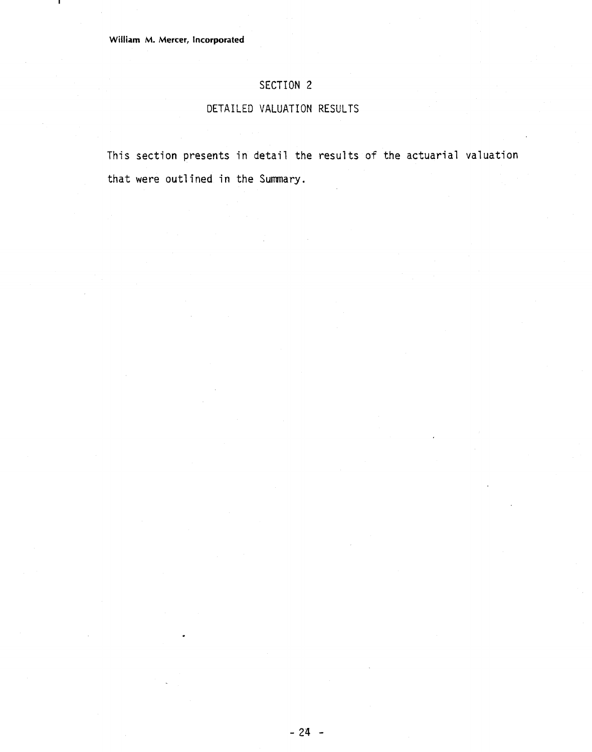# SECTION 2

## DETAILED VALUATION RESULTS

This section presents in detail the results of the actuarial valuation that were outlined in the Summary.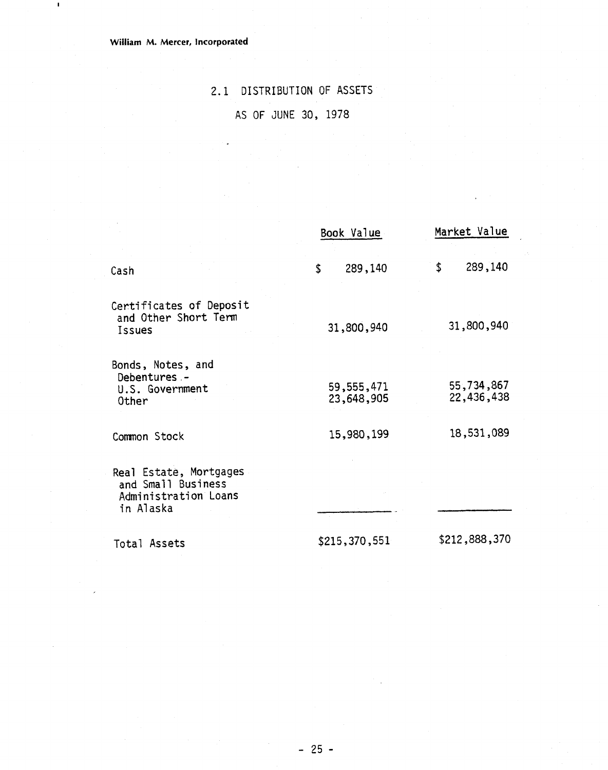William M. Mercer, Incorporated

## 2.1 DISTRIBUTION OF ASSETS

## AS OF JUNE 30, 1978

| | Book Value | Market Value |
|---|---|---|
| Cash | $ 289,140 | $ 289,140 |
| Certificates of Deposit and Other Short Term Issues | 31,800,940 | 31,800,940 |
| Bonds, Notes, and Debentures - | | |
| U.S. Government | 59,555,471 | 55,734,867 |
| Other | 23,648,905 | 22,436,438 |
| Common Stock | 15,980,199 | 18,531,089 |
| Real Estate, Mortgages and Small Business Administration Loans in Alaska | | |
| Total Assets | $215,370,551 | $212,888,370 |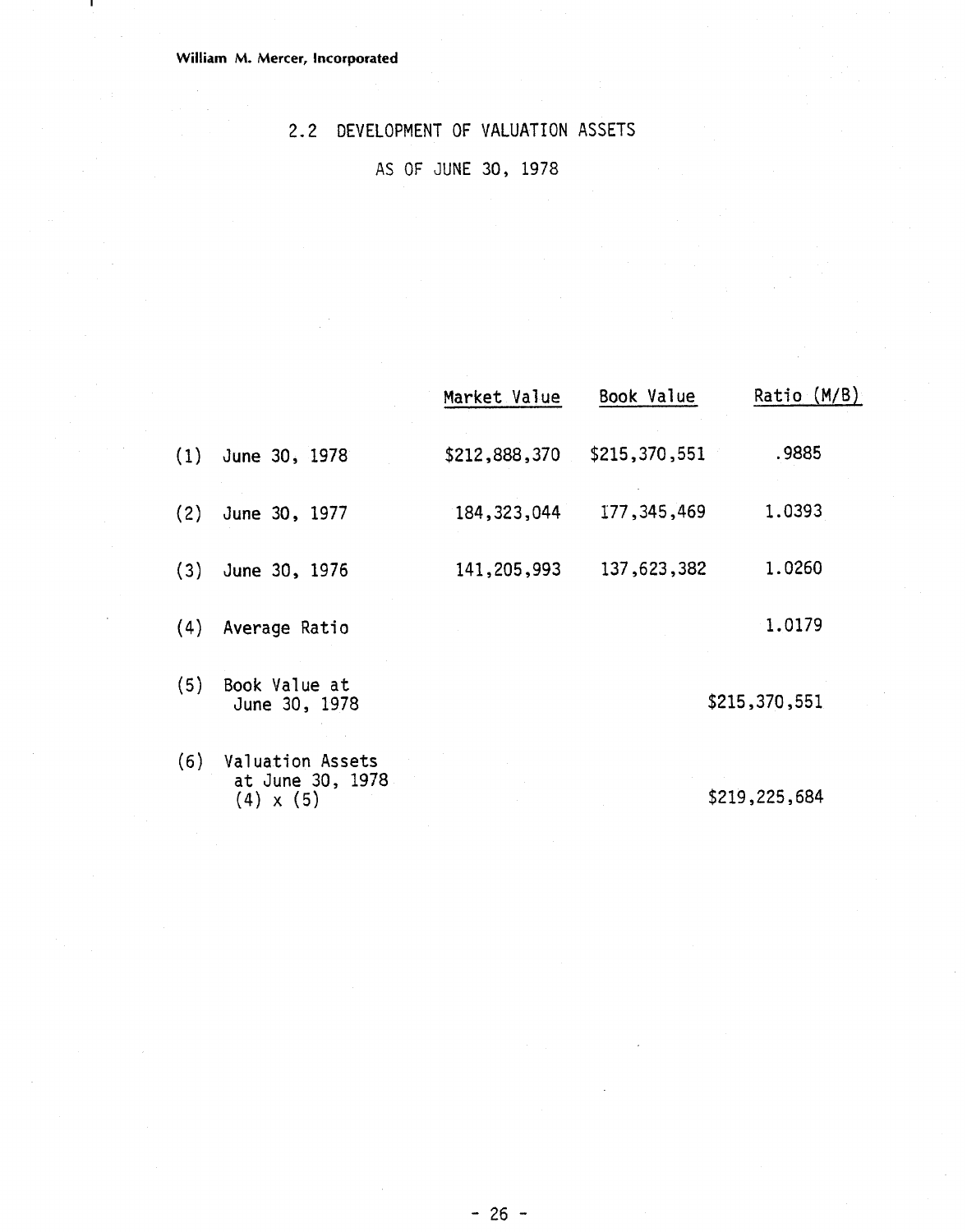William M. Mercer, Incorporated

## 2.2 DEVELOPMENT OF VALUATION ASSETS

### AS OF JUNE 30, 1978

| | | Market Value | Book Value | Ratio (M/B) |
|---|---|---|---|---|
| (1) | June 30, 1978 | $212,888,370 | $215,370,551 | .9885 |
| (2) | June 30, 1977 | 184,323,044 | 177,345,469 | 1.0393 |
| (3) | June 30, 1976 | 141,205,993 | 137,623,382 | 1.0260 |
| (4) | Average Ratio | | | 1.0179 |
| (5) | Book Value at June 30, 1978 | | | $215,370,551 |
| (6) | Valuation Assets at June 30, 1978 (4) x (5) | | | $219,225,684 |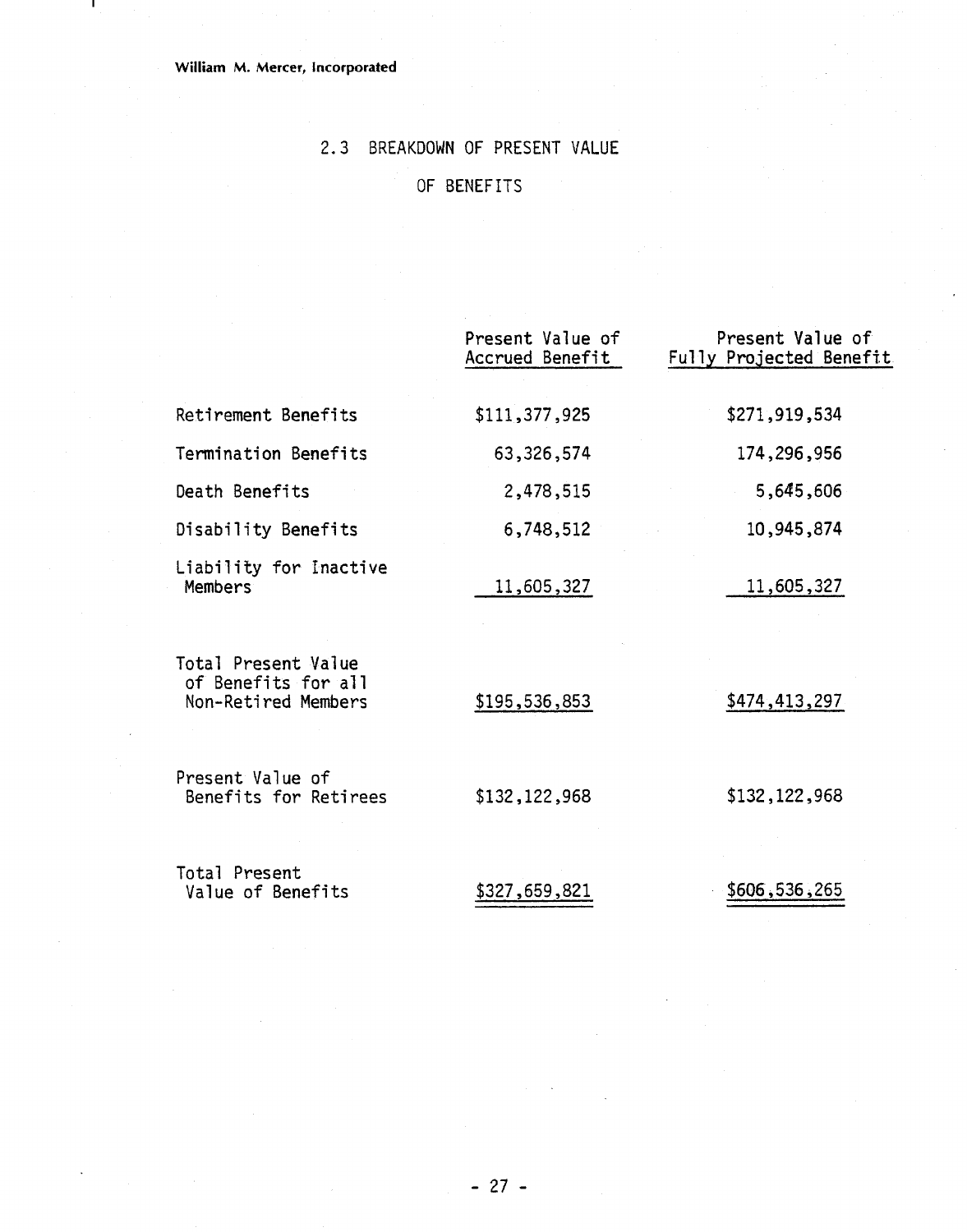## 2.3 BREAKDOWN OF PRESENT VALUE OF BENEFITS

| | Present Value of Accrued Benefit | Present Value of Fully Projected Benefit |
|---|---|---|
| Retirement Benefits | $111,377,925 | $271,919,534 |
| Termination Benefits | 63,326,574 | 174,296,956 |
| Death Benefits | 2,478,515 | 5,645,606 |
| Disability Benefits | 6,748,512 | 10,945,874 |
| Liability for Inactive Members | 11,605,327 | 11,605,327 |
| Total Present Value of Benefits for all Non-Retired Members | $195,536,853 | $474,413,297 |
| Present Value of Benefits for Retirees | $132,122,968 | $132,122,968 |
| Total Present Value of Benefits | $327,659,821 | $606,536,265 |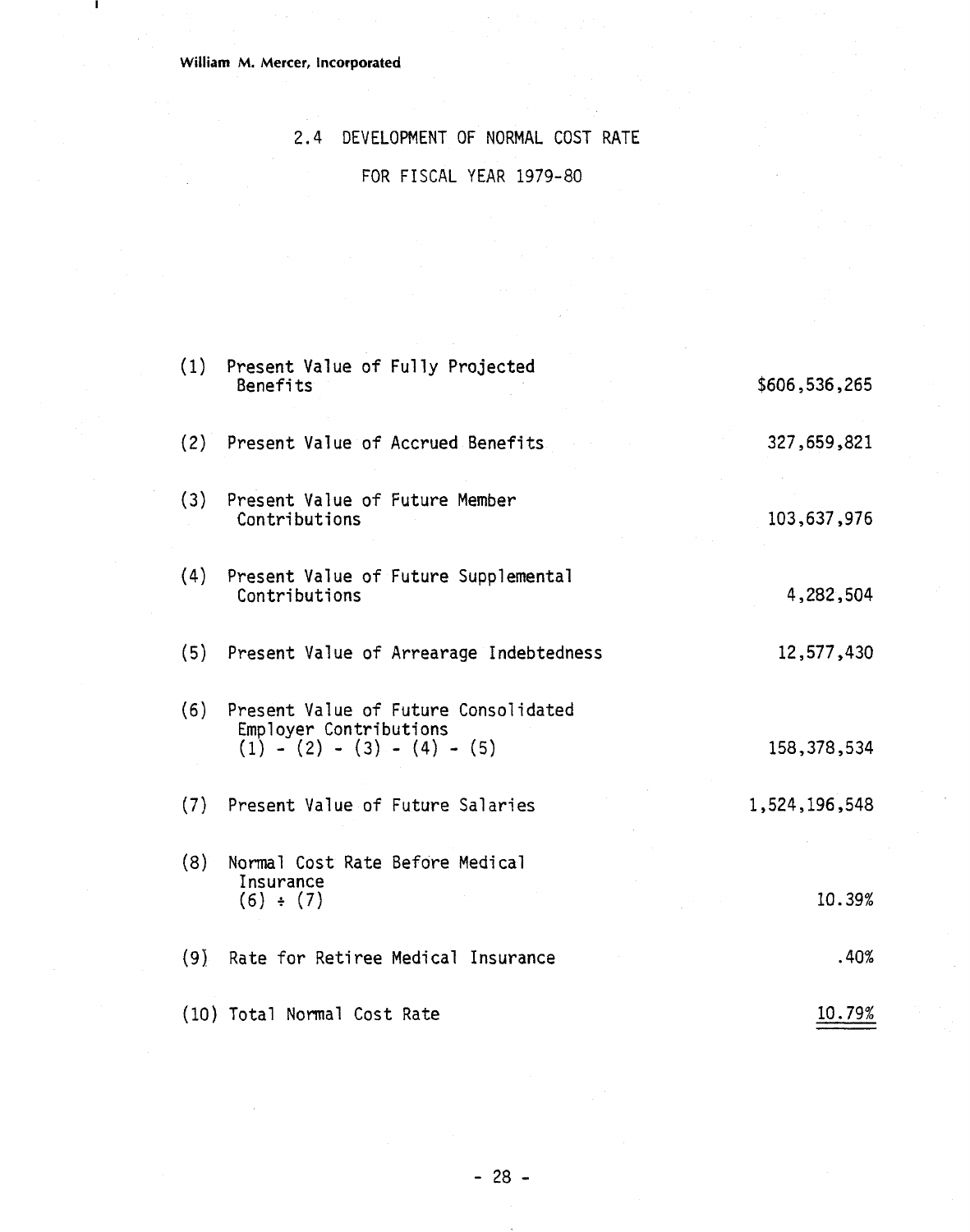William M. Mercer, Incorporated

## 2.4 DEVELOPMENT OF NORMAL COST RATE

## FOR FISCAL YEAR 1979-80

| | | |
|---|---|---|
| (1) | Present Value of Fully Projected Benefits | $606,536,265 |
| (2) | Present Value of Accrued Benefits | 327,659,821 |
| (3) | Present Value of Future Member Contributions | 103,637,976 |
| (4) | Present Value of Future Supplemental Contributions | 4,282,504 |
| (5) | Present Value of Arrearage Indebtedness | 12,577,430 |
| (6) | Present Value of Future Consolidated Employer Contributions (1) - (2) - (3) - (4) - (5) | 158,378,534 |
| (7) | Present Value of Future Salaries | 1,524,196,548 |
| (8) | Normal Cost Rate Before Medical Insurance (6) ÷ (7) | 10.39% |
| (9) | Rate for Retiree Medical Insurance | .40% |
| (10) | Total Normal Cost Rate | 10.79% |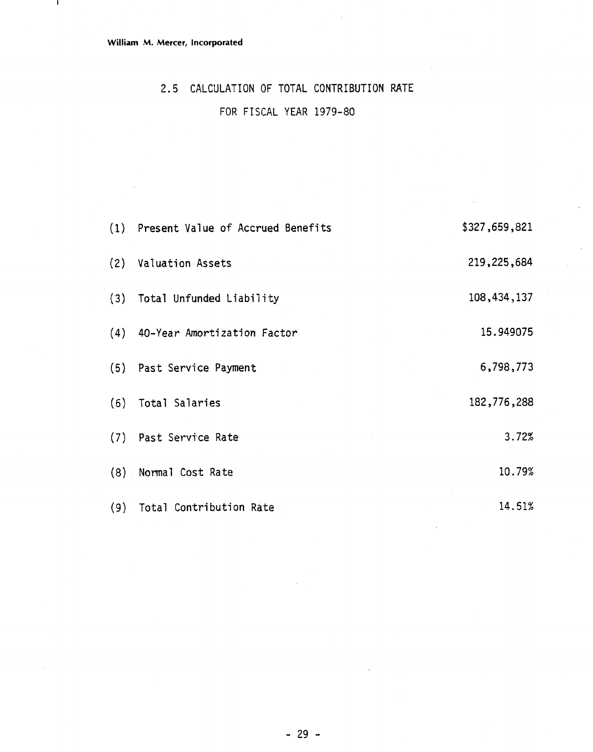William M. Mercer, Incorporated

## 2.5 CALCULATION OF TOTAL CONTRIBUTION RATE
## FOR FISCAL YEAR 1979-80

| | | |
|---|---|---|
| (1) | Present Value of Accrued Benefits | $327,659,821 |
| (2) | Valuation Assets | 219,225,684 |
| (3) | Total Unfunded Liability | 108,434,137 |
| (4) | 40-Year Amortization Factor | 15.949075 |
| (5) | Past Service Payment | 6,798,773 |
| (6) | Total Salaries | 182,776,288 |
| (7) | Past Service Rate | 3.72% |
| (8) | Normal Cost Rate | 10.79% |
| (9) | Total Contribution Rate | 14.51% |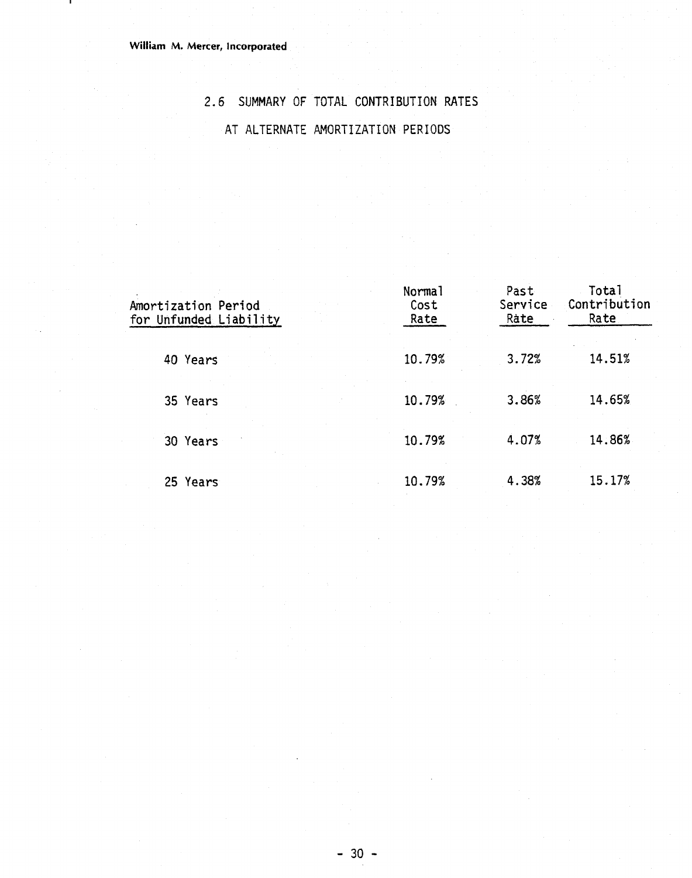## 2.6 SUMMARY OF TOTAL CONTRIBUTION RATES AT ALTERNATE AMORTIZATION PERIODS

| Amortization Period for Unfunded Liability | Normal Cost Rate | Past Service Rate | Total Contribution Rate |
|---|---|---|---|
| 40 Years | 10.79% | 3.72% | 14.51% |
| 35 Years | 10.79% | 3.86% | 14.65% |
| 30 Years | 10.79% | 4.07% | 14.86% |
| 25 Years | 10.79% | 4.38% | 15.17% |